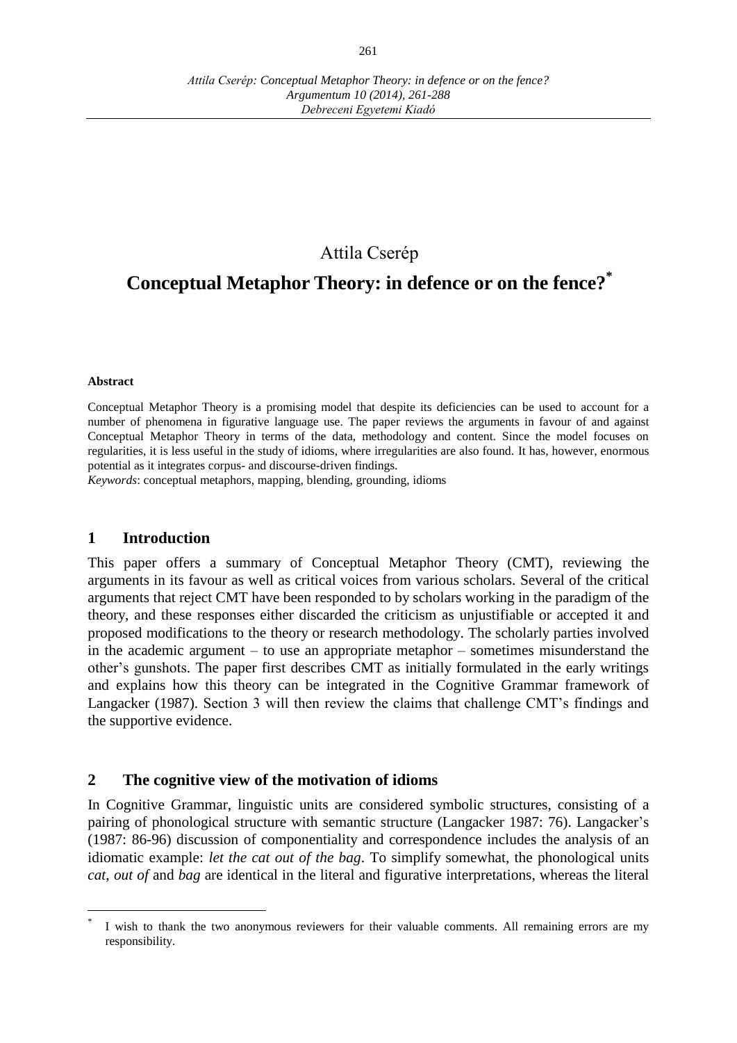Attila Cserép

# Conceptual Metaphor Theory: in defence or on the fence?[*]

**Abstract**

Conceptual Metaphor Theory is a promising model that despite its deficiencies can be used to account for a number of phenomena in figurative language use. The paper reviews the arguments in favour of and against Conceptual Metaphor Theory in terms of the data, methodology and content. Since the model focuses on regularities, it is less useful in the study of idioms, where irregularities are also found. It has, however, enormous potential as it integrates corpus- and discourse-driven findings.

*Keywords*: conceptual metaphors, mapping, blending, grounding, idioms

## 1 Introduction

This paper offers a summary of Conceptual Metaphor Theory (CMT), reviewing the arguments in its favour as well as critical voices from various scholars. Several of the critical arguments that reject CMT have been responded to by scholars working in the paradigm of the theory, and these responses either discarded the criticism as unjustifiable or accepted it and proposed modifications to the theory or research methodology. The scholarly parties involved in the academic argument – to use an appropriate metaphor – sometimes misunderstand the other's gunshots. The paper first describes CMT as initially formulated in the early writings and explains how this theory can be integrated in the Cognitive Grammar framework of Langacker (1987). Section 3 will then review the claims that challenge CMT's findings and the supportive evidence.

## 2 The cognitive view of the motivation of idioms

In Cognitive Grammar, linguistic units are considered symbolic structures, consisting of a pairing of phonological structure with semantic structure (Langacker 1987: 76). Langacker's (1987: 86-96) discussion of componentiality and correspondence includes the analysis of an idiomatic example: *let the cat out of the bag*. To simplify somewhat, the phonological units *cat*, *out of* and *bag* are identical in the literal and figurative interpretations, whereas the literal

[*] I wish to thank the two anonymous reviewers for their valuable comments. All remaining errors are my responsibility.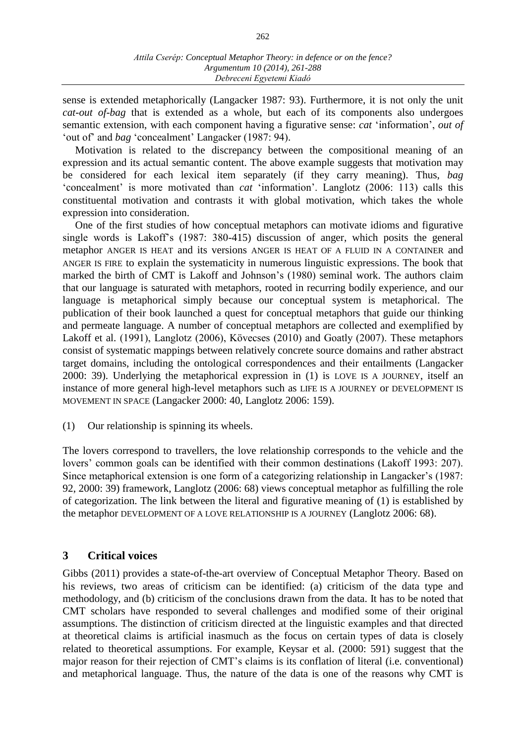sense is extended metaphorically (Langacker 1987: 93). Furthermore, it is not only the unit *cat-out of-bag* that is extended as a whole, but each of its components also undergoes semantic extension, with each component having a figurative sense: *cat* 'information', *out of* 'out of' and *bag* 'concealment' Langacker (1987: 94).

Motivation is related to the discrepancy between the compositional meaning of an expression and its actual semantic content. The above example suggests that motivation may be considered for each lexical item separately (if they carry meaning). Thus, *bag* 'concealment' is more motivated than *cat* 'information'. Langlotz (2006: 113) calls this constituental motivation and contrasts it with global motivation, which takes the whole expression into consideration.

One of the first studies of how conceptual metaphors can motivate idioms and figurative single words is Lakoff's (1987: 380-415) discussion of anger, which posits the general metaphor ANGER IS HEAT and its versions ANGER IS HEAT OF A FLUID IN A CONTAINER and ANGER IS FIRE to explain the systematicity in numerous linguistic expressions. The book that marked the birth of CMT is Lakoff and Johnson's (1980) seminal work. The authors claim that our language is saturated with metaphors, rooted in recurring bodily experience, and our language is metaphorical simply because our conceptual system is metaphorical. The publication of their book launched a quest for conceptual metaphors that guide our thinking and permeate language. A number of conceptual metaphors are collected and exemplified by Lakoff et al. (1991), Langlotz (2006), Kövecses (2010) and Goatly (2007). These metaphors consist of systematic mappings between relatively concrete source domains and rather abstract target domains, including the ontological correspondences and their entailments (Langacker 2000: 39). Underlying the metaphorical expression in (1) is LOVE IS A JOURNEY, itself an instance of more general high-level metaphors such as LIFE IS A JOURNEY or DEVELOPMENT IS MOVEMENT IN SPACE (Langacker 2000: 40, Langlotz 2006: 159).

(1) Our relationship is spinning its wheels.

The lovers correspond to travellers, the love relationship corresponds to the vehicle and the lovers' common goals can be identified with their common destinations (Lakoff 1993: 207). Since metaphorical extension is one form of a categorizing relationship in Langacker's (1987: 92, 2000: 39) framework, Langlotz (2006: 68) views conceptual metaphor as fulfilling the role of categorization. The link between the literal and figurative meaning of (1) is established by the metaphor DEVELOPMENT OF A LOVE RELATIONSHIP IS A JOURNEY (Langlotz 2006: 68).

## 3 Critical voices

Gibbs (2011) provides a state-of-the-art overview of Conceptual Metaphor Theory. Based on his reviews, two areas of criticism can be identified: (a) criticism of the data type and methodology, and (b) criticism of the conclusions drawn from the data. It has to be noted that CMT scholars have responded to several challenges and modified some of their original assumptions. The distinction of criticism directed at the linguistic examples and that directed at theoretical claims is artificial inasmuch as the focus on certain types of data is closely related to theoretical assumptions. For example, Keysar et al. (2000: 591) suggest that the major reason for their rejection of CMT's claims is its conflation of literal (i.e. conventional) and metaphorical language. Thus, the nature of the data is one of the reasons why CMT is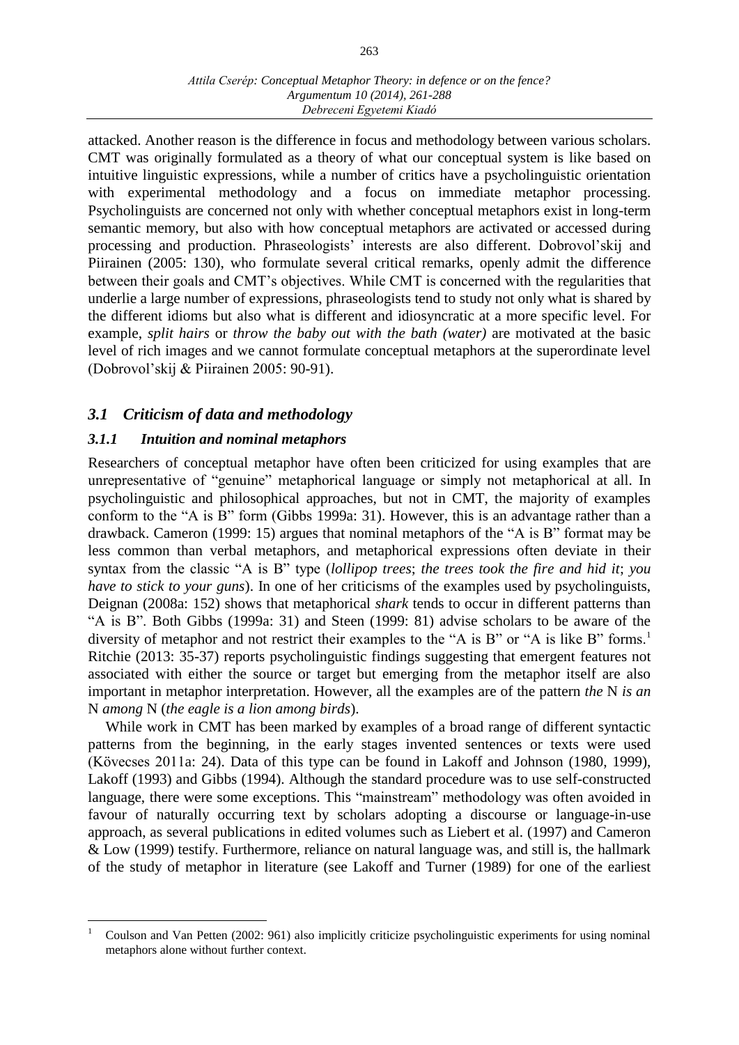attacked. Another reason is the difference in focus and methodology between various scholars. CMT was originally formulated as a theory of what our conceptual system is like based on intuitive linguistic expressions, while a number of critics have a psycholinguistic orientation with experimental methodology and a focus on immediate metaphor processing. Psycholinguists are concerned not only with whether conceptual metaphors exist in long-term semantic memory, but also with how conceptual metaphors are activated or accessed during processing and production. Phraseologists' interests are also different. Dobrovol'skij and Piirainen (2005: 130), who formulate several critical remarks, openly admit the difference between their goals and CMT's objectives. While CMT is concerned with the regularities that underlie a large number of expressions, phraseologists tend to study not only what is shared by the different idioms but also what is different and idiosyncratic at a more specific level. For example, *split hairs* or *throw the baby out with the bath (water)* are motivated at the basic level of rich images and we cannot formulate conceptual metaphors at the superordinate level (Dobrovol'skij & Piirainen 2005: 90-91).

## *3.1 Criticism of data and methodology*

### *3.1.1 Intuition and nominal metaphors*

Researchers of conceptual metaphor have often been criticized for using examples that are unrepresentative of "genuine" metaphorical language or simply not metaphorical at all. In psycholinguistic and philosophical approaches, but not in CMT, the majority of examples conform to the "A is B" form (Gibbs 1999a: 31). However, this is an advantage rather than a drawback. Cameron (1999: 15) argues that nominal metaphors of the "A is B" format may be less common than verbal metaphors, and metaphorical expressions often deviate in their syntax from the classic "A is B" type (*lollipop trees*; *the trees took the fire and hid it*; *you have to stick to your guns*). In one of her criticisms of the examples used by psycholinguists, Deignan (2008a: 152) shows that metaphorical *shark* tends to occur in different patterns than "A is B". Both Gibbs (1999a: 31) and Steen (1999: 81) advise scholars to be aware of the diversity of metaphor and not restrict their examples to the "A is B" or "A is like B" forms.[1] Ritchie (2013: 35-37) reports psycholinguistic findings suggesting that emergent features not associated with either the source or target but emerging from the metaphor itself are also important in metaphor interpretation. However, all the examples are of the pattern *the* N *is an* N *among* N (*the eagle is a lion among birds*).

While work in CMT has been marked by examples of a broad range of different syntactic patterns from the beginning, in the early stages invented sentences or texts were used (Kövecses 2011a: 24). Data of this type can be found in Lakoff and Johnson (1980, 1999), Lakoff (1993) and Gibbs (1994). Although the standard procedure was to use self-constructed language, there were some exceptions. This "mainstream" methodology was often avoided in favour of naturally occurring text by scholars adopting a discourse or language-in-use approach, as several publications in edited volumes such as Liebert et al. (1997) and Cameron & Low (1999) testify. Furthermore, reliance on natural language was, and still is, the hallmark of the study of metaphor in literature (see Lakoff and Turner (1989) for one of the earliest

---

[1] Coulson and Van Petten (2002: 961) also implicitly criticize psycholinguistic experiments for using nominal metaphors alone without further context.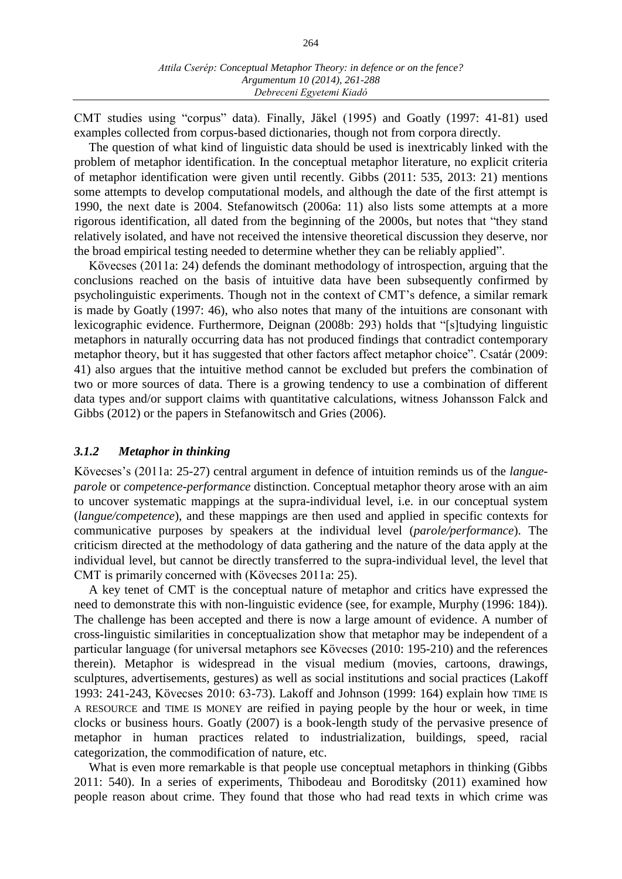CMT studies using "corpus" data). Finally, Jäkel (1995) and Goatly (1997: 41-81) used examples collected from corpus-based dictionaries, though not from corpora directly.

The question of what kind of linguistic data should be used is inextricably linked with the problem of metaphor identification. In the conceptual metaphor literature, no explicit criteria of metaphor identification were given until recently. Gibbs (2011: 535, 2013: 21) mentions some attempts to develop computational models, and although the date of the first attempt is 1990, the next date is 2004. Stefanowitsch (2006a: 11) also lists some attempts at a more rigorous identification, all dated from the beginning of the 2000s, but notes that "they stand relatively isolated, and have not received the intensive theoretical discussion they deserve, nor the broad empirical testing needed to determine whether they can be reliably applied".

Kövecses (2011a: 24) defends the dominant methodology of introspection, arguing that the conclusions reached on the basis of intuitive data have been subsequently confirmed by psycholinguistic experiments. Though not in the context of CMT's defence, a similar remark is made by Goatly (1997: 46), who also notes that many of the intuitions are consonant with lexicographic evidence. Furthermore, Deignan (2008b: 293) holds that "[s]tudying linguistic metaphors in naturally occurring data has not produced findings that contradict contemporary metaphor theory, but it has suggested that other factors affect metaphor choice". Csatár (2009: 41) also argues that the intuitive method cannot be excluded but prefers the combination of two or more sources of data. There is a growing tendency to use a combination of different data types and/or support claims with quantitative calculations, witness Johansson Falck and Gibbs (2012) or the papers in Stefanowitsch and Gries (2006).

### *3.1.2 Metaphor in thinking*

Kövecses's (2011a: 25-27) central argument in defence of intuition reminds us of the *langue-parole* or *competence-performance* distinction. Conceptual metaphor theory arose with an aim to uncover systematic mappings at the supra-individual level, i.e. in our conceptual system (*langue/competence*), and these mappings are then used and applied in specific contexts for communicative purposes by speakers at the individual level (*parole/performance*). The criticism directed at the methodology of data gathering and the nature of the data apply at the individual level, but cannot be directly transferred to the supra-individual level, the level that CMT is primarily concerned with (Kövecses 2011a: 25).

A key tenet of CMT is the conceptual nature of metaphor and critics have expressed the need to demonstrate this with non-linguistic evidence (see, for example, Murphy (1996: 184)). The challenge has been accepted and there is now a large amount of evidence. A number of cross-linguistic similarities in conceptualization show that metaphor may be independent of a particular language (for universal metaphors see Kövecses (2010: 195-210) and the references therein). Metaphor is widespread in the visual medium (movies, cartoons, drawings, sculptures, advertisements, gestures) as well as social institutions and social practices (Lakoff 1993: 241-243, Kövecses 2010: 63-73). Lakoff and Johnson (1999: 164) explain how TIME IS A RESOURCE and TIME IS MONEY are reified in paying people by the hour or week, in time clocks or business hours. Goatly (2007) is a book-length study of the pervasive presence of metaphor in human practices related to industrialization, buildings, speed, racial categorization, the commodification of nature, etc.

What is even more remarkable is that people use conceptual metaphors in thinking (Gibbs 2011: 540). In a series of experiments, Thibodeau and Boroditsky (2011) examined how people reason about crime. They found that those who had read texts in which crime was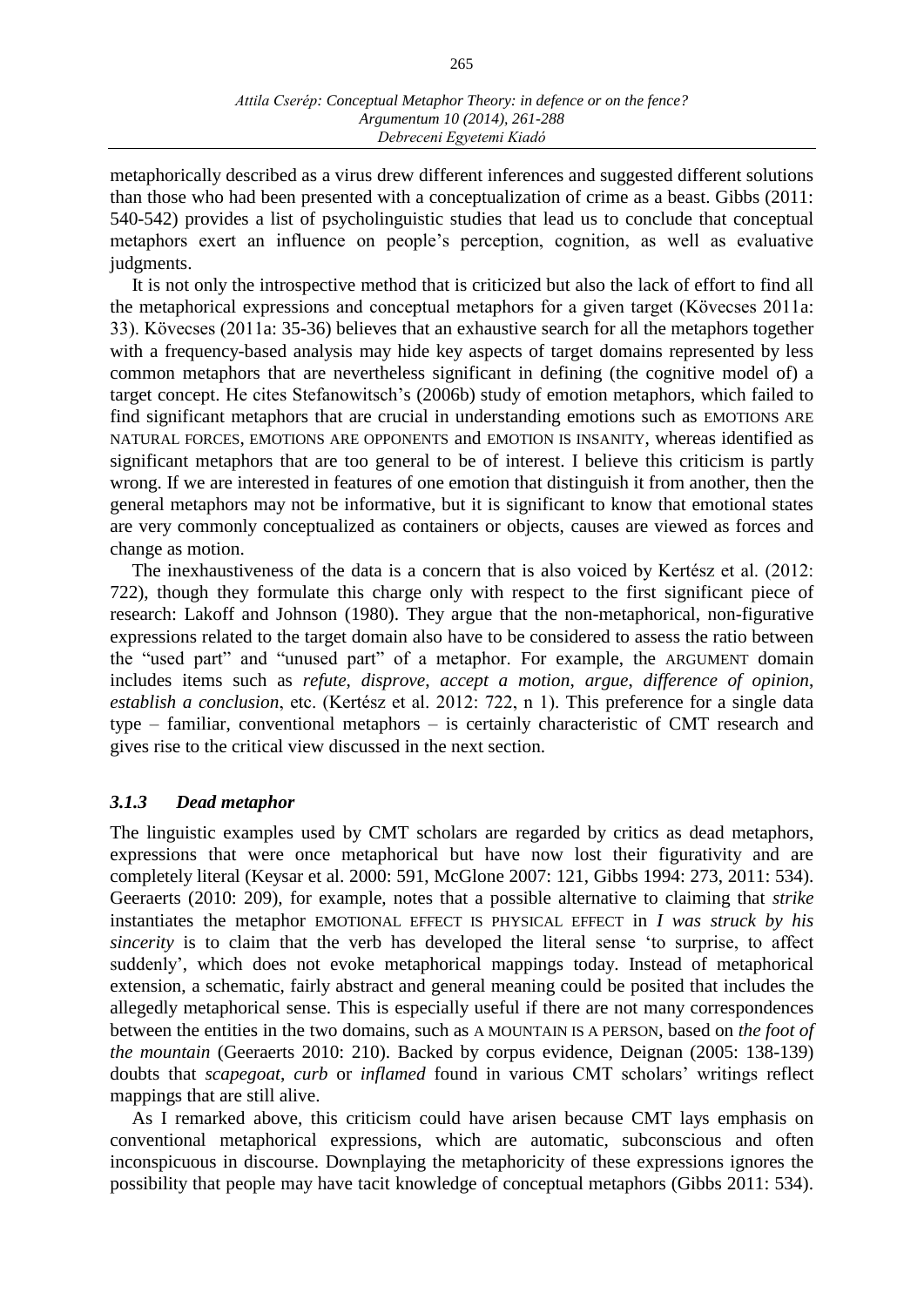metaphorically described as a virus drew different inferences and suggested different solutions than those who had been presented with a conceptualization of crime as a beast. Gibbs (2011: 540-542) provides a list of psycholinguistic studies that lead us to conclude that conceptual metaphors exert an influence on people's perception, cognition, as well as evaluative judgments.

It is not only the introspective method that is criticized but also the lack of effort to find all the metaphorical expressions and conceptual metaphors for a given target (Kövecses 2011a: 33). Kövecses (2011a: 35-36) believes that an exhaustive search for all the metaphors together with a frequency-based analysis may hide key aspects of target domains represented by less common metaphors that are nevertheless significant in defining (the cognitive model of) a target concept. He cites Stefanowitsch's (2006b) study of emotion metaphors, which failed to find significant metaphors that are crucial in understanding emotions such as EMOTIONS ARE NATURAL FORCES, EMOTIONS ARE OPPONENTS and EMOTION IS INSANITY, whereas identified as significant metaphors that are too general to be of interest. I believe this criticism is partly wrong. If we are interested in features of one emotion that distinguish it from another, then the general metaphors may not be informative, but it is significant to know that emotional states are very commonly conceptualized as containers or objects, causes are viewed as forces and change as motion.

The inexhaustiveness of the data is a concern that is also voiced by Kertész et al. (2012: 722), though they formulate this charge only with respect to the first significant piece of research: Lakoff and Johnson (1980). They argue that the non-metaphorical, non-figurative expressions related to the target domain also have to be considered to assess the ratio between the "used part" and "unused part" of a metaphor. For example, the ARGUMENT domain includes items such as *refute*, *disprove*, *accept a motion*, *argue*, *difference of opinion*, *establish a conclusion*, etc. (Kertész et al. 2012: 722, n 1). This preference for a single data type – familiar, conventional metaphors – is certainly characteristic of CMT research and gives rise to the critical view discussed in the next section.

### *3.1.3 Dead metaphor*

The linguistic examples used by CMT scholars are regarded by critics as dead metaphors, expressions that were once metaphorical but have now lost their figurativity and are completely literal (Keysar et al. 2000: 591, McGlone 2007: 121, Gibbs 1994: 273, 2011: 534). Geeraerts (2010: 209), for example, notes that a possible alternative to claiming that *strike* instantiates the metaphor EMOTIONAL EFFECT IS PHYSICAL EFFECT in *I was struck by his sincerity* is to claim that the verb has developed the literal sense 'to surprise, to affect suddenly', which does not evoke metaphorical mappings today. Instead of metaphorical extension, a schematic, fairly abstract and general meaning could be posited that includes the allegedly metaphorical sense. This is especially useful if there are not many correspondences between the entities in the two domains, such as A MOUNTAIN IS A PERSON, based on *the foot of the mountain* (Geeraerts 2010: 210). Backed by corpus evidence, Deignan (2005: 138-139) doubts that *scapegoat*, *curb* or *inflamed* found in various CMT scholars' writings reflect mappings that are still alive.

As I remarked above, this criticism could have arisen because CMT lays emphasis on conventional metaphorical expressions, which are automatic, subconscious and often inconspicuous in discourse. Downplaying the metaphoricity of these expressions ignores the possibility that people may have tacit knowledge of conceptual metaphors (Gibbs 2011: 534).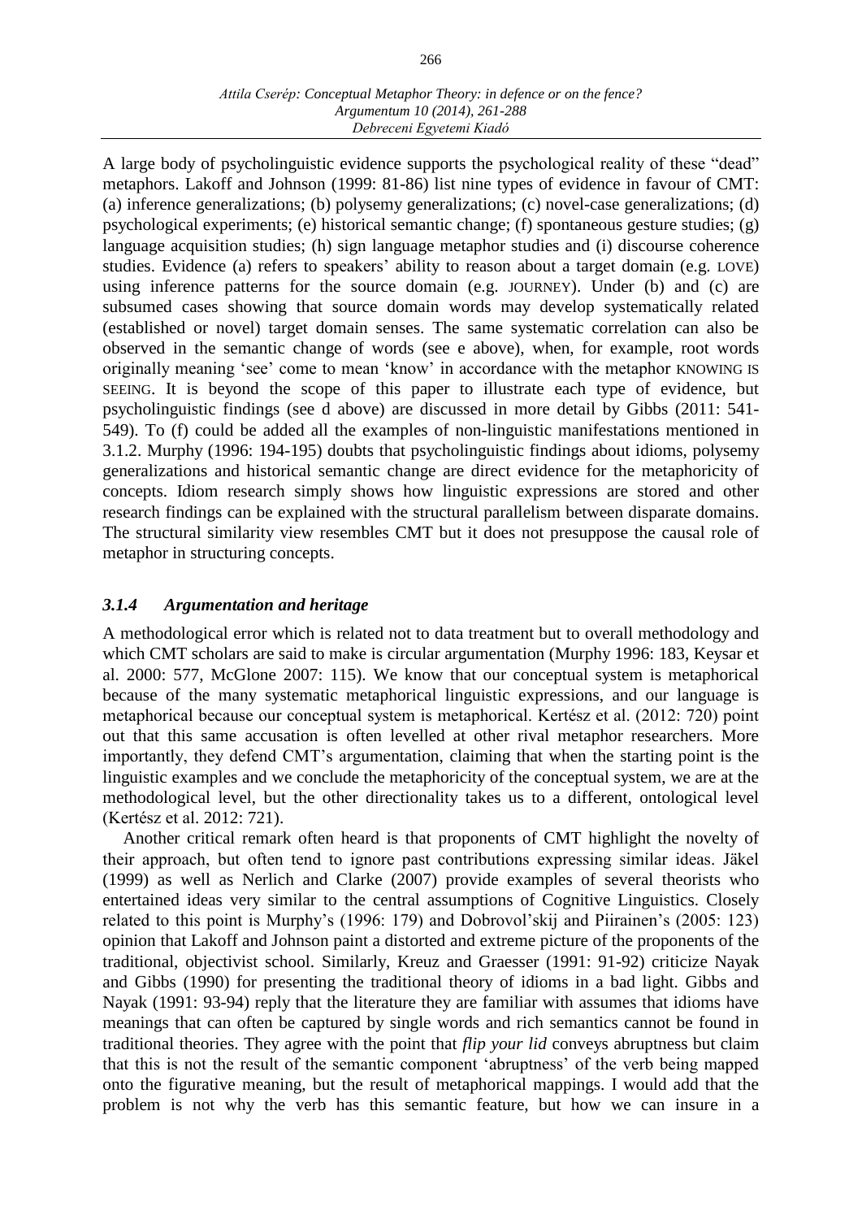A large body of psycholinguistic evidence supports the psychological reality of these "dead" metaphors. Lakoff and Johnson (1999: 81-86) list nine types of evidence in favour of CMT: (a) inference generalizations; (b) polysemy generalizations; (c) novel-case generalizations; (d) psychological experiments; (e) historical semantic change; (f) spontaneous gesture studies; (g) language acquisition studies; (h) sign language metaphor studies and (i) discourse coherence studies. Evidence (a) refers to speakers' ability to reason about a target domain (e.g. LOVE) using inference patterns for the source domain (e.g. JOURNEY). Under (b) and (c) are subsumed cases showing that source domain words may develop systematically related (established or novel) target domain senses. The same systematic correlation can also be observed in the semantic change of words (see e above), when, for example, root words originally meaning 'see' come to mean 'know' in accordance with the metaphor KNOWING IS SEEING. It is beyond the scope of this paper to illustrate each type of evidence, but psycholinguistic findings (see d above) are discussed in more detail by Gibbs (2011: 541-549). To (f) could be added all the examples of non-linguistic manifestations mentioned in 3.1.2. Murphy (1996: 194-195) doubts that psycholinguistic findings about idioms, polysemy generalizations and historical semantic change are direct evidence for the metaphoricity of concepts. Idiom research simply shows how linguistic expressions are stored and other research findings can be explained with the structural parallelism between disparate domains. The structural similarity view resembles CMT but it does not presuppose the causal role of metaphor in structuring concepts.

### *3.1.4 Argumentation and heritage*

A methodological error which is related not to data treatment but to overall methodology and which CMT scholars are said to make is circular argumentation (Murphy 1996: 183, Keysar et al. 2000: 577, McGlone 2007: 115). We know that our conceptual system is metaphorical because of the many systematic metaphorical linguistic expressions, and our language is metaphorical because our conceptual system is metaphorical. Kertész et al. (2012: 720) point out that this same accusation is often levelled at other rival metaphor researchers. More importantly, they defend CMT's argumentation, claiming that when the starting point is the linguistic examples and we conclude the metaphoricity of the conceptual system, we are at the methodological level, but the other directionality takes us to a different, ontological level (Kertész et al. 2012: 721).

Another critical remark often heard is that proponents of CMT highlight the novelty of their approach, but often tend to ignore past contributions expressing similar ideas. Jäkel (1999) as well as Nerlich and Clarke (2007) provide examples of several theorists who entertained ideas very similar to the central assumptions of Cognitive Linguistics. Closely related to this point is Murphy's (1996: 179) and Dobrovol'skij and Piirainen's (2005: 123) opinion that Lakoff and Johnson paint a distorted and extreme picture of the proponents of the traditional, objectivist school. Similarly, Kreuz and Graesser (1991: 91-92) criticize Nayak and Gibbs (1990) for presenting the traditional theory of idioms in a bad light. Gibbs and Nayak (1991: 93-94) reply that the literature they are familiar with assumes that idioms have meanings that can often be captured by single words and rich semantics cannot be found in traditional theories. They agree with the point that *flip your lid* conveys abruptness but claim that this is not the result of the semantic component 'abruptness' of the verb being mapped onto the figurative meaning, but the result of metaphorical mappings. I would add that the problem is not why the verb has this semantic feature, but how we can insure in a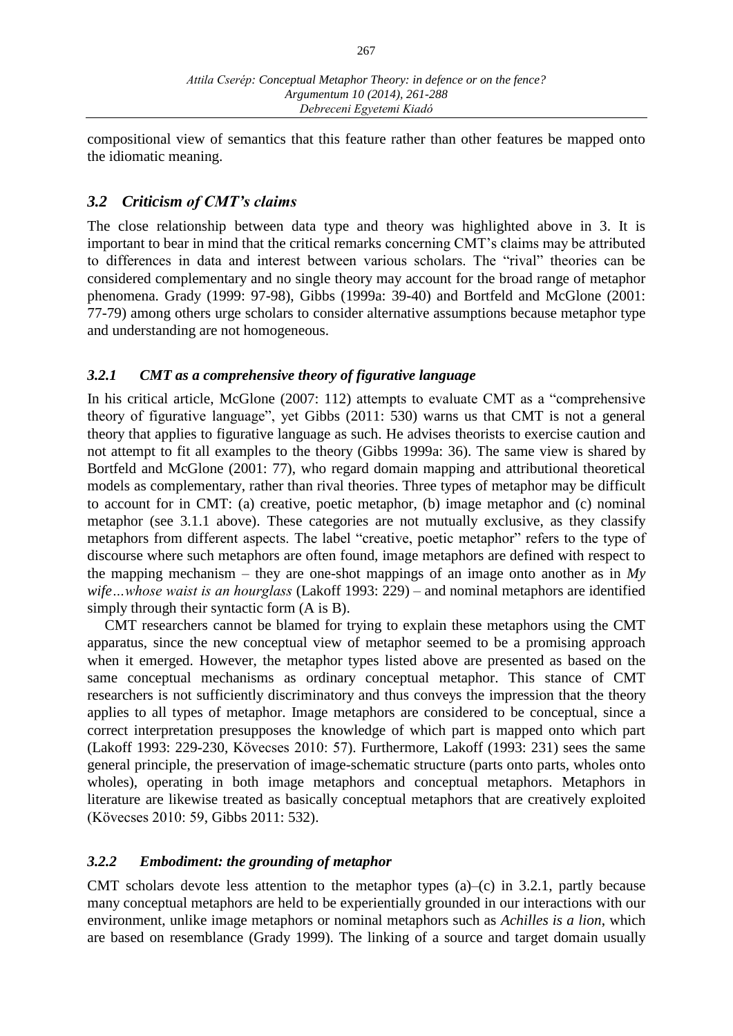compositional view of semantics that this feature rather than other features be mapped onto the idiomatic meaning.

## *3.2 Criticism of CMT's claims*

The close relationship between data type and theory was highlighted above in 3. It is important to bear in mind that the critical remarks concerning CMT's claims may be attributed to differences in data and interest between various scholars. The "rival" theories can be considered complementary and no single theory may account for the broad range of metaphor phenomena. Grady (1999: 97-98), Gibbs (1999a: 39-40) and Bortfeld and McGlone (2001: 77-79) among others urge scholars to consider alternative assumptions because metaphor type and understanding are not homogeneous.

### *3.2.1 CMT as a comprehensive theory of figurative language*

In his critical article, McGlone (2007: 112) attempts to evaluate CMT as a "comprehensive theory of figurative language", yet Gibbs (2011: 530) warns us that CMT is not a general theory that applies to figurative language as such. He advises theorists to exercise caution and not attempt to fit all examples to the theory (Gibbs 1999a: 36). The same view is shared by Bortfeld and McGlone (2001: 77), who regard domain mapping and attributional theoretical models as complementary, rather than rival theories. Three types of metaphor may be difficult to account for in CMT: (a) creative, poetic metaphor, (b) image metaphor and (c) nominal metaphor (see 3.1.1 above). These categories are not mutually exclusive, as they classify metaphors from different aspects. The label "creative, poetic metaphor" refers to the type of discourse where such metaphors are often found, image metaphors are defined with respect to the mapping mechanism – they are one-shot mappings of an image onto another as in *My wife…whose waist is an hourglass* (Lakoff 1993: 229) – and nominal metaphors are identified simply through their syntactic form (A is B).

CMT researchers cannot be blamed for trying to explain these metaphors using the CMT apparatus, since the new conceptual view of metaphor seemed to be a promising approach when it emerged. However, the metaphor types listed above are presented as based on the same conceptual mechanisms as ordinary conceptual metaphor. This stance of CMT researchers is not sufficiently discriminatory and thus conveys the impression that the theory applies to all types of metaphor. Image metaphors are considered to be conceptual, since a correct interpretation presupposes the knowledge of which part is mapped onto which part (Lakoff 1993: 229-230, Kövecses 2010: 57). Furthermore, Lakoff (1993: 231) sees the same general principle, the preservation of image-schematic structure (parts onto parts, wholes onto wholes), operating in both image metaphors and conceptual metaphors. Metaphors in literature are likewise treated as basically conceptual metaphors that are creatively exploited (Kövecses 2010: 59, Gibbs 2011: 532).

### *3.2.2 Embodiment: the grounding of metaphor*

CMT scholars devote less attention to the metaphor types (a)–(c) in 3.2.1, partly because many conceptual metaphors are held to be experientially grounded in our interactions with our environment, unlike image metaphors or nominal metaphors such as *Achilles is a lion*, which are based on resemblance (Grady 1999). The linking of a source and target domain usually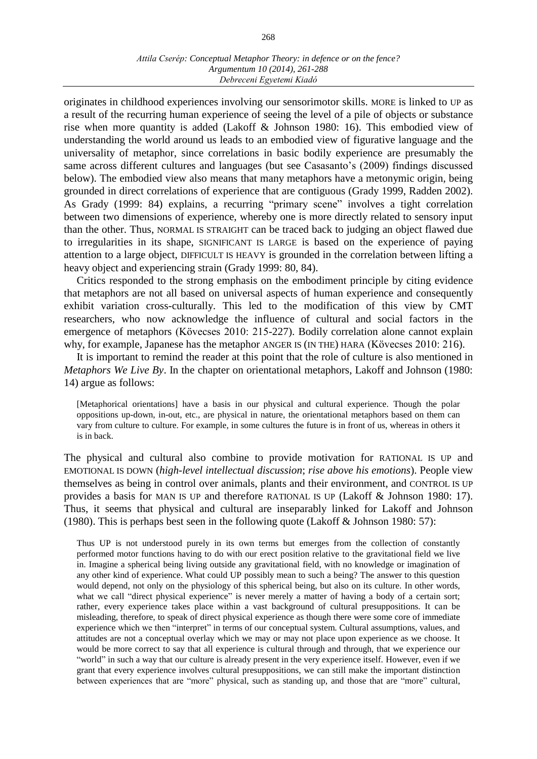originates in childhood experiences involving our sensorimotor skills. MORE is linked to UP as a result of the recurring human experience of seeing the level of a pile of objects or substance rise when more quantity is added (Lakoff & Johnson 1980: 16). This embodied view of understanding the world around us leads to an embodied view of figurative language and the universality of metaphor, since correlations in basic bodily experience are presumably the same across different cultures and languages (but see Casasanto's (2009) findings discussed below). The embodied view also means that many metaphors have a metonymic origin, being grounded in direct correlations of experience that are contiguous (Grady 1999, Radden 2002). As Grady (1999: 84) explains, a recurring "primary scene" involves a tight correlation between two dimensions of experience, whereby one is more directly related to sensory input than the other. Thus, NORMAL IS STRAIGHT can be traced back to judging an object flawed due to irregularities in its shape, SIGNIFICANT IS LARGE is based on the experience of paying attention to a large object, DIFFICULT IS HEAVY is grounded in the correlation between lifting a heavy object and experiencing strain (Grady 1999: 80, 84).

Critics responded to the strong emphasis on the embodiment principle by citing evidence that metaphors are not all based on universal aspects of human experience and consequently exhibit variation cross-culturally. This led to the modification of this view by CMT researchers, who now acknowledge the influence of cultural and social factors in the emergence of metaphors (Kövecses 2010: 215-227). Bodily correlation alone cannot explain why, for example, Japanese has the metaphor ANGER IS (IN THE) HARA (Kövecses 2010: 216).

It is important to remind the reader at this point that the role of culture is also mentioned in *Metaphors We Live By*. In the chapter on orientational metaphors, Lakoff and Johnson (1980: 14) argue as follows:

> [Metaphorical orientations] have a basis in our physical and cultural experience. Though the polar oppositions up-down, in-out, etc., are physical in nature, the orientational metaphors based on them can vary from culture to culture. For example, in some cultures the future is in front of us, whereas in others it is in back.

The physical and cultural also combine to provide motivation for RATIONAL IS UP and EMOTIONAL IS DOWN (*high-level intellectual discussion*; *rise above his emotions*). People view themselves as being in control over animals, plants and their environment, and CONTROL IS UP provides a basis for MAN IS UP and therefore RATIONAL IS UP (Lakoff & Johnson 1980: 17). Thus, it seems that physical and cultural are inseparably linked for Lakoff and Johnson (1980). This is perhaps best seen in the following quote (Lakoff & Johnson 1980: 57):

> Thus UP is not understood purely in its own terms but emerges from the collection of constantly performed motor functions having to do with our erect position relative to the gravitational field we live in. Imagine a spherical being living outside any gravitational field, with no knowledge or imagination of any other kind of experience. What could UP possibly mean to such a being? The answer to this question would depend, not only on the physiology of this spherical being, but also on its culture. In other words, what we call "direct physical experience" is never merely a matter of having a body of a certain sort; rather, every experience takes place within a vast background of cultural presuppositions. It can be misleading, therefore, to speak of direct physical experience as though there were some core of immediate experience which we then "interpret" in terms of our conceptual system. Cultural assumptions, values, and attitudes are not a conceptual overlay which we may or may not place upon experience as we choose. It would be more correct to say that all experience is cultural through and through, that we experience our "world" in such a way that our culture is already present in the very experience itself. However, even if we grant that every experience involves cultural presuppositions, we can still make the important distinction between experiences that are "more" physical, such as standing up, and those that are "more" cultural,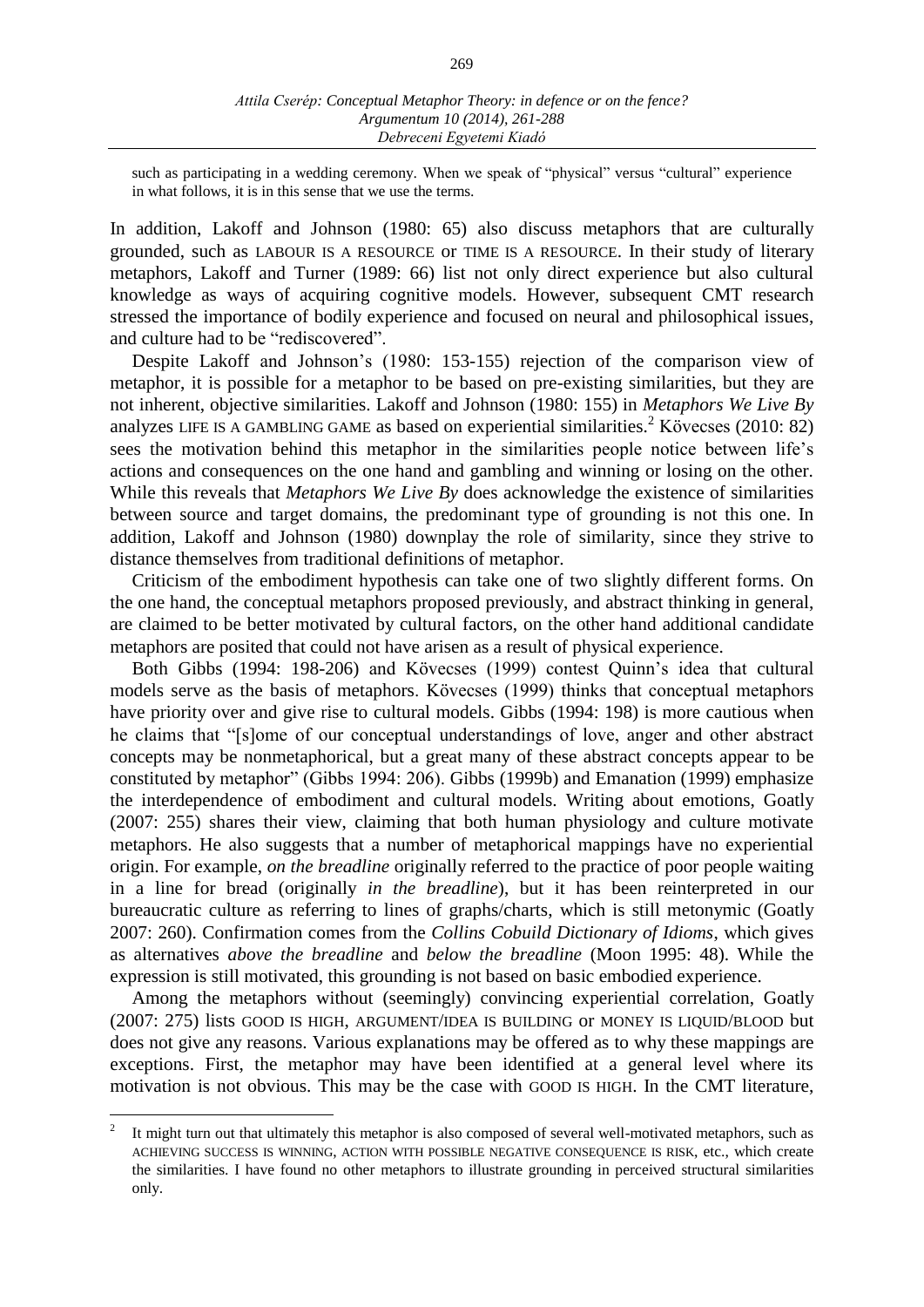such as participating in a wedding ceremony. When we speak of "physical" versus "cultural" experience in what follows, it is in this sense that we use the terms.

In addition, Lakoff and Johnson (1980: 65) also discuss metaphors that are culturally grounded, such as LABOUR IS A RESOURCE or TIME IS A RESOURCE. In their study of literary metaphors, Lakoff and Turner (1989: 66) list not only direct experience but also cultural knowledge as ways of acquiring cognitive models. However, subsequent CMT research stressed the importance of bodily experience and focused on neural and philosophical issues, and culture had to be "rediscovered".

Despite Lakoff and Johnson's (1980: 153-155) rejection of the comparison view of metaphor, it is possible for a metaphor to be based on pre-existing similarities, but they are not inherent, objective similarities. Lakoff and Johnson (1980: 155) in *Metaphors We Live By* analyzes LIFE IS A GAMBLING GAME as based on experiential similarities.[2] Kövecses (2010: 82) sees the motivation behind this metaphor in the similarities people notice between life's actions and consequences on the one hand and gambling and winning or losing on the other. While this reveals that *Metaphors We Live By* does acknowledge the existence of similarities between source and target domains, the predominant type of grounding is not this one. In addition, Lakoff and Johnson (1980) downplay the role of similarity, since they strive to distance themselves from traditional definitions of metaphor.

Criticism of the embodiment hypothesis can take one of two slightly different forms. On the one hand, the conceptual metaphors proposed previously, and abstract thinking in general, are claimed to be better motivated by cultural factors, on the other hand additional candidate metaphors are posited that could not have arisen as a result of physical experience.

Both Gibbs (1994: 198-206) and Kövecses (1999) contest Quinn's idea that cultural models serve as the basis of metaphors. Kövecses (1999) thinks that conceptual metaphors have priority over and give rise to cultural models. Gibbs (1994: 198) is more cautious when he claims that "[s]ome of our conceptual understandings of love, anger and other abstract concepts may be nonmetaphorical, but a great many of these abstract concepts appear to be constituted by metaphor" (Gibbs 1994: 206). Gibbs (1999b) and Emanation (1999) emphasize the interdependence of embodiment and cultural models. Writing about emotions, Goatly (2007: 255) shares their view, claiming that both human physiology and culture motivate metaphors. He also suggests that a number of metaphorical mappings have no experiential origin. For example, *on the breadline* originally referred to the practice of poor people waiting in a line for bread (originally *in the breadline*), but it has been reinterpreted in our bureaucratic culture as referring to lines of graphs/charts, which is still metonymic (Goatly 2007: 260). Confirmation comes from the *Collins Cobuild Dictionary of Idioms*, which gives as alternatives *above the breadline* and *below the breadline* (Moon 1995: 48). While the expression is still motivated, this grounding is not based on basic embodied experience.

Among the metaphors without (seemingly) convincing experiential correlation, Goatly (2007: 275) lists GOOD IS HIGH, ARGUMENT/IDEA IS BUILDING or MONEY IS LIQUID/BLOOD but does not give any reasons. Various explanations may be offered as to why these mappings are exceptions. First, the metaphor may have been identified at a general level where its motivation is not obvious. This may be the case with GOOD IS HIGH. In the CMT literature,

---

[2] It might turn out that ultimately this metaphor is also composed of several well-motivated metaphors, such as ACHIEVING SUCCESS IS WINNING, ACTION WITH POSSIBLE NEGATIVE CONSEQUENCE IS RISK, etc., which create the similarities. I have found no other metaphors to illustrate grounding in perceived structural similarities only.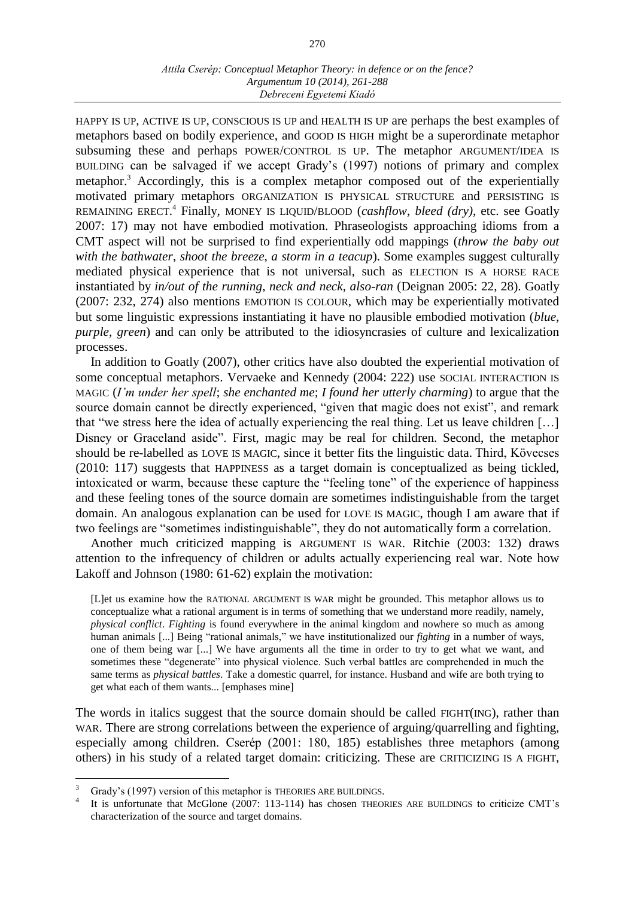HAPPY IS UP, ACTIVE IS UP, CONSCIOUS IS UP and HEALTH IS UP are perhaps the best examples of metaphors based on bodily experience, and GOOD IS HIGH might be a superordinate metaphor subsuming these and perhaps POWER/CONTROL IS UP. The metaphor ARGUMENT/IDEA IS BUILDING can be salvaged if we accept Grady's (1997) notions of primary and complex metaphor.[3] Accordingly, this is a complex metaphor composed out of the experientially motivated primary metaphors ORGANIZATION IS PHYSICAL STRUCTURE and PERSISTING IS REMAINING ERECT.[4] Finally, MONEY IS LIQUID/BLOOD (*cashflow*, *bleed (dry)*, etc. see Goatly 2007: 17) may not have embodied motivation. Phraseologists approaching idioms from a CMT aspect will not be surprised to find experientially odd mappings (*throw the baby out with the bathwater*, *shoot the breeze*, *a storm in a teacup*). Some examples suggest culturally mediated physical experience that is not universal, such as ELECTION IS A HORSE RACE instantiated by *in/out of the running*, *neck and neck*, *also-ran* (Deignan 2005: 22, 28). Goatly (2007: 232, 274) also mentions EMOTION IS COLOUR, which may be experientially motivated but some linguistic expressions instantiating it have no plausible embodied motivation (*blue*, *purple*, *green*) and can only be attributed to the idiosyncrasies of culture and lexicalization processes.

In addition to Goatly (2007), other critics have also doubted the experiential motivation of some conceptual metaphors. Vervaeke and Kennedy (2004: 222) use SOCIAL INTERACTION IS MAGIC (*I'm under her spell*; *she enchanted me*; *I found her utterly charming*) to argue that the source domain cannot be directly experienced, "given that magic does not exist", and remark that "we stress here the idea of actually experiencing the real thing. Let us leave children […] Disney or Graceland aside". First, magic may be real for children. Second, the metaphor should be re-labelled as LOVE IS MAGIC, since it better fits the linguistic data. Third, Kövecses (2010: 117) suggests that HAPPINESS as a target domain is conceptualized as being tickled, intoxicated or warm, because these capture the "feeling tone" of the experience of happiness and these feeling tones of the source domain are sometimes indistinguishable from the target domain. An analogous explanation can be used for LOVE IS MAGIC, though I am aware that if two feelings are "sometimes indistinguishable", they do not automatically form a correlation.

Another much criticized mapping is ARGUMENT IS WAR. Ritchie (2003: 132) draws attention to the infrequency of children or adults actually experiencing real war. Note how Lakoff and Johnson (1980: 61-62) explain the motivation:

> [L]et us examine how the RATIONAL ARGUMENT IS WAR might be grounded. This metaphor allows us to conceptualize what a rational argument is in terms of something that we understand more readily, namely, *physical conflict*. *Fighting* is found everywhere in the animal kingdom and nowhere so much as among human animals [...] Being "rational animals," we have institutionalized our *fighting* in a number of ways, one of them being war [...] We have arguments all the time in order to try to get what we want, and sometimes these "degenerate" into physical violence. Such verbal battles are comprehended in much the same terms as *physical battles*. Take a domestic quarrel, for instance. Husband and wife are both trying to get what each of them wants... [emphases mine]

The words in italics suggest that the source domain should be called FIGHT(ING), rather than WAR. There are strong correlations between the experience of arguing/quarrelling and fighting, especially among children. Csérep (2001: 180, 185) establishes three metaphors (among others) in his study of a related target domain: criticizing. These are CRITICIZING IS A FIGHT,

---

[3] Grady's (1997) version of this metaphor is THEORIES ARE BUILDINGS.

[4] It is unfortunate that McGlone (2007: 113-114) has chosen THEORIES ARE BUILDINGS to criticize CMT's characterization of the source and target domains.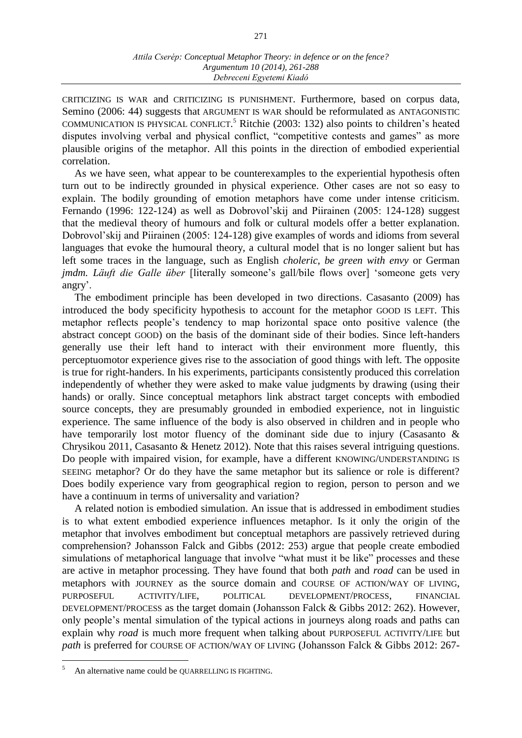CRITICIZING IS WAR and CRITICIZING IS PUNISHMENT. Furthermore, based on corpus data, Semino (2006: 44) suggests that ARGUMENT IS WAR should be reformulated as ANTAGONISTIC COMMUNICATION IS PHYSICAL CONFLICT.[5] Ritchie (2003: 132) also points to children's heated disputes involving verbal and physical conflict, "competitive contests and games" as more plausible origins of the metaphor. All this points in the direction of embodied experiential correlation.

As we have seen, what appear to be counterexamples to the experiential hypothesis often turn out to be indirectly grounded in physical experience. Other cases are not so easy to explain. The bodily grounding of emotion metaphors have come under intense criticism. Fernando (1996: 122-124) as well as Dobrovol'skij and Piirainen (2005: 124-128) suggest that the medieval theory of humours and folk or cultural models offer a better explanation. Dobrovol'skij and Piirainen (2005: 124-128) give examples of words and idioms from several languages that evoke the humoural theory, a cultural model that is no longer salient but has left some traces in the language, such as English *choleric*, *be green with envy* or German *jmdm. Läuft die Galle über* [literally someone's gall/bile flows over] 'someone gets very angry'.

The embodiment principle has been developed in two directions. Casasanto (2009) has introduced the body specificity hypothesis to account for the metaphor GOOD IS LEFT. This metaphor reflects people's tendency to map horizontal space onto positive valence (the abstract concept GOOD) on the basis of the dominant side of their bodies. Since left-handers generally use their left hand to interact with their environment more fluently, this perceptuomotor experience gives rise to the association of good things with left. The opposite is true for right-handers. In his experiments, participants consistently produced this correlation independently of whether they were asked to make value judgments by drawing (using their hands) or orally. Since conceptual metaphors link abstract target concepts with embodied source concepts, they are presumably grounded in embodied experience, not in linguistic experience. The same influence of the body is also observed in children and in people who have temporarily lost motor fluency of the dominant side due to injury (Casasanto & Chrysikou 2011, Casasanto & Henetz 2012). Note that this raises several intriguing questions. Do people with impaired vision, for example, have a different KNOWING/UNDERSTANDING IS SEEING metaphor? Or do they have the same metaphor but its salience or role is different? Does bodily experience vary from geographical region to region, person to person and we have a continuum in terms of universality and variation?

A related notion is embodied simulation. An issue that is addressed in embodiment studies is to what extent embodied experience influences metaphor. Is it only the origin of the metaphor that involves embodiment but conceptual metaphors are passively retrieved during comprehension? Johansson Falck and Gibbs (2012: 253) argue that people create embodied simulations of metaphorical language that involve "what must it be like" processes and these are active in metaphor processing. They have found that both *path* and *road* can be used in metaphors with JOURNEY as the source domain and COURSE OF ACTION/WAY OF LIVING, PURPOSEFUL ACTIVITY/LIFE, POLITICAL DEVELOPMENT/PROCESS, FINANCIAL DEVELOPMENT/PROCESS as the target domain (Johansson Falck & Gibbs 2012: 262). However, only people's mental simulation of the typical actions in journeys along roads and paths can explain why *road* is much more frequent when talking about PURPOSEFUL ACTIVITY/LIFE but *path* is preferred for COURSE OF ACTION/WAY OF LIVING (Johansson Falck & Gibbs 2012: 267-

---

[5] An alternative name could be QUARRELLING IS FIGHTING.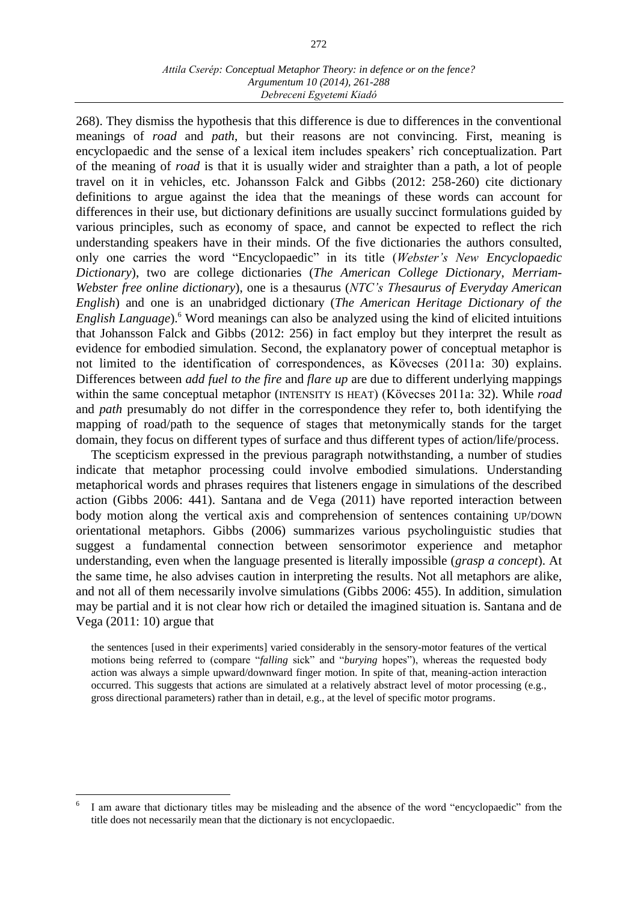268). They dismiss the hypothesis that this difference is due to differences in the conventional meanings of *road* and *path*, but their reasons are not convincing. First, meaning is encyclopaedic and the sense of a lexical item includes speakers' rich conceptualization. Part of the meaning of *road* is that it is usually wider and straighter than a path, a lot of people travel on it in vehicles, etc. Johansson Falck and Gibbs (2012: 258-260) cite dictionary definitions to argue against the idea that the meanings of these words can account for differences in their use, but dictionary definitions are usually succinct formulations guided by various principles, such as economy of space, and cannot be expected to reflect the rich understanding speakers have in their minds. Of the five dictionaries the authors consulted, only one carries the word "Encyclopaedic" in its title (*Webster's New Encyclopaedic Dictionary*), two are college dictionaries (*The American College Dictionary*, *Merriam-Webster free online dictionary*), one is a thesaurus (*NTC's Thesaurus of Everyday American English*) and one is an unabridged dictionary (*The American Heritage Dictionary of the English Language*).[6] Word meanings can also be analyzed using the kind of elicited intuitions that Johansson Falck and Gibbs (2012: 256) in fact employ but they interpret the result as evidence for embodied simulation. Second, the explanatory power of conceptual metaphor is not limited to the identification of correspondences, as Kövecses (2011a: 30) explains. Differences between *add fuel to the fire* and *flare up* are due to different underlying mappings within the same conceptual metaphor (INTENSITY IS HEAT) (Kövecses 2011a: 32). While *road* and *path* presumably do not differ in the correspondence they refer to, both identifying the mapping of road/path to the sequence of stages that metonymically stands for the target domain, they focus on different types of surface and thus different types of action/life/process.

The scepticism expressed in the previous paragraph notwithstanding, a number of studies indicate that metaphor processing could involve embodied simulations. Understanding metaphorical words and phrases requires that listeners engage in simulations of the described action (Gibbs 2006: 441). Santana and de Vega (2011) have reported interaction between body motion along the vertical axis and comprehension of sentences containing UP/DOWN orientational metaphors. Gibbs (2006) summarizes various psycholinguistic studies that suggest a fundamental connection between sensorimotor experience and metaphor understanding, even when the language presented is literally impossible (*grasp a concept*). At the same time, he also advises caution in interpreting the results. Not all metaphors are alike, and not all of them necessarily involve simulations (Gibbs 2006: 455). In addition, simulation may be partial and it is not clear how rich or detailed the imagined situation is. Santana and de Vega (2011: 10) argue that

> the sentences [used in their experiments] varied considerably in the sensory-motor features of the vertical motions being referred to (compare "*falling* sick" and "*burying* hopes"), whereas the requested body action was always a simple upward/downward finger motion. In spite of that, meaning-action interaction occurred. This suggests that actions are simulated at a relatively abstract level of motor processing (e.g., gross directional parameters) rather than in detail, e.g., at the level of specific motor programs.

---

[6] I am aware that dictionary titles may be misleading and the absence of the word "encyclopaedic" from the title does not necessarily mean that the dictionary is not encyclopaedic.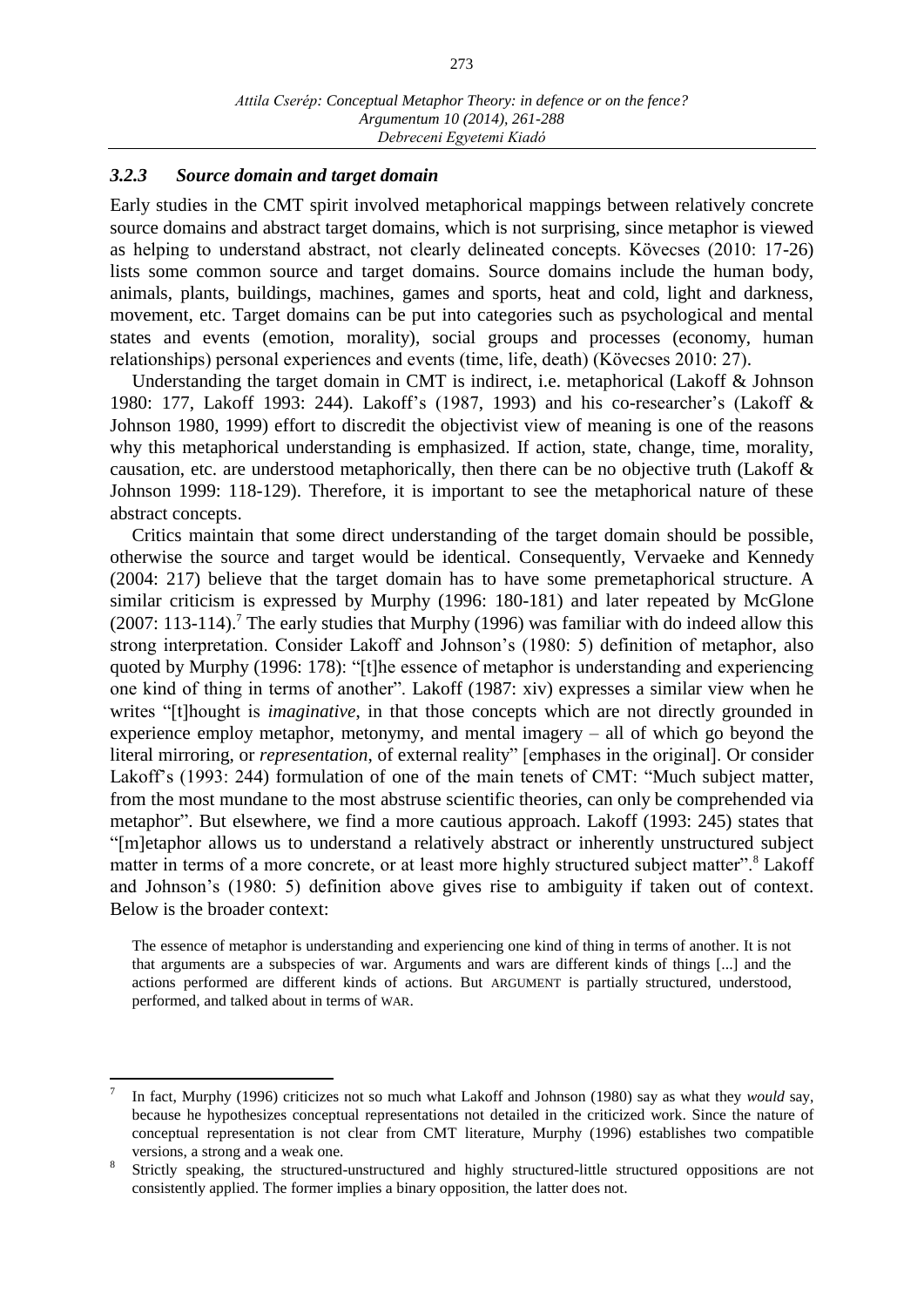### 3.2.3 *Source domain and target domain*

Early studies in the CMT spirit involved metaphorical mappings between relatively concrete source domains and abstract target domains, which is not surprising, since metaphor is viewed as helping to understand abstract, not clearly delineated concepts. Kövecses (2010: 17-26) lists some common source and target domains. Source domains include the human body, animals, plants, buildings, machines, games and sports, heat and cold, light and darkness, movement, etc. Target domains can be put into categories such as psychological and mental states and events (emotion, morality), social groups and processes (economy, human relationships) personal experiences and events (time, life, death) (Kövecses 2010: 27).

Understanding the target domain in CMT is indirect, i.e. metaphorical (Lakoff & Johnson 1980: 177, Lakoff 1993: 244). Lakoff's (1987, 1993) and his co-researcher's (Lakoff & Johnson 1980, 1999) effort to discredit the objectivist view of meaning is one of the reasons why this metaphorical understanding is emphasized. If action, state, change, time, morality, causation, etc. are understood metaphorically, then there can be no objective truth (Lakoff & Johnson 1999: 118-129). Therefore, it is important to see the metaphorical nature of these abstract concepts.

Critics maintain that some direct understanding of the target domain should be possible, otherwise the source and target would be identical. Consequently, Vervaeke and Kennedy (2004: 217) believe that the target domain has to have some premetaphorical structure. A similar criticism is expressed by Murphy (1996: 180-181) and later repeated by McGlone (2007: 113-114).[7] The early studies that Murphy (1996) was familiar with do indeed allow this strong interpretation. Consider Lakoff and Johnson's (1980: 5) definition of metaphor, also quoted by Murphy (1996: 178): "[t]he essence of metaphor is understanding and experiencing one kind of thing in terms of another". Lakoff (1987: xiv) expresses a similar view when he writes "[t]hought is *imaginative*, in that those concepts which are not directly grounded in experience employ metaphor, metonymy, and mental imagery – all of which go beyond the literal mirroring, or *representation*, of external reality" [emphases in the original]. Or consider Lakoff's (1993: 244) formulation of one of the main tenets of CMT: "Much subject matter, from the most mundane to the most abstruse scientific theories, can only be comprehended via metaphor". But elsewhere, we find a more cautious approach. Lakoff (1993: 245) states that "[m]etaphor allows us to understand a relatively abstract or inherently unstructured subject matter in terms of a more concrete, or at least more highly structured subject matter".[8] Lakoff and Johnson's (1980: 5) definition above gives rise to ambiguity if taken out of context. Below is the broader context:

> The essence of metaphor is understanding and experiencing one kind of thing in terms of another. It is not that arguments are a subspecies of war. Arguments and wars are different kinds of things [...] and the actions performed are different kinds of actions. But ARGUMENT is partially structured, understood, performed, and talked about in terms of WAR.

---

[7] In fact, Murphy (1996) criticizes not so much what Lakoff and Johnson (1980) say as what they *would* say, because he hypothesizes conceptual representations not detailed in the criticized work. Since the nature of conceptual representation is not clear from CMT literature, Murphy (1996) establishes two compatible versions, a strong and a weak one.

[8] Strictly speaking, the structured-unstructured and highly structured-little structured oppositions are not consistently applied. The former implies a binary opposition, the latter does not.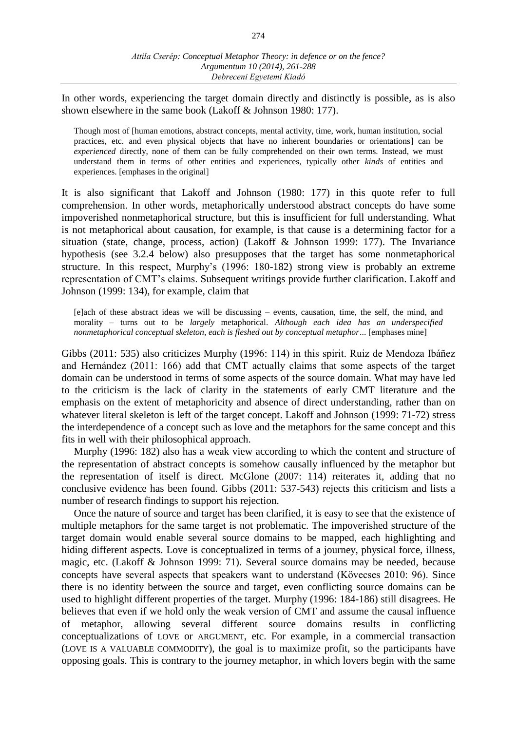In other words, experiencing the target domain directly and distinctly is possible, as is also shown elsewhere in the same book (Lakoff & Johnson 1980: 177).

> Though most of [human emotions, abstract concepts, mental activity, time, work, human institution, social practices, etc. and even physical objects that have no inherent boundaries or orientations] can be *experienced* directly, none of them can be fully comprehended on their own terms. Instead, we must understand them in terms of other entities and experiences, typically other *kinds* of entities and experiences. [emphases in the original]

It is also significant that Lakoff and Johnson (1980: 177) in this quote refer to full comprehension. In other words, metaphorically understood abstract concepts do have some impoverished nonmetaphorical structure, but this is insufficient for full understanding. What is not metaphorical about causation, for example, is that cause is a determining factor for a situation (state, change, process, action) (Lakoff & Johnson 1999: 177). The Invariance hypothesis (see 3.2.4 below) also presupposes that the target has some nonmetaphorical structure. In this respect, Murphy's (1996: 180-182) strong view is probably an extreme representation of CMT's claims. Subsequent writings provide further clarification. Lakoff and Johnson (1999: 134), for example, claim that

> [e]ach of these abstract ideas we will be discussing – events, causation, time, the self, the mind, and morality – turns out to be *largely* metaphorical. *Although each idea has an underspecified nonmetaphorical conceptual skeleton, each is fleshed out by conceptual metaphor*... [emphases mine]

Gibbs (2011: 535) also criticizes Murphy (1996: 114) in this spirit. Ruiz de Mendoza Ibáñez and Hernández (2011: 166) add that CMT actually claims that some aspects of the target domain can be understood in terms of some aspects of the source domain. What may have led to the criticism is the lack of clarity in the statements of early CMT literature and the emphasis on the extent of metaphoricity and absence of direct understanding, rather than on whatever literal skeleton is left of the target concept. Lakoff and Johnson (1999: 71-72) stress the interdependence of a concept such as love and the metaphors for the same concept and this fits in well with their philosophical approach.

Murphy (1996: 182) also has a weak view according to which the content and structure of the representation of abstract concepts is somehow causally influenced by the metaphor but the representation of itself is direct. McGlone (2007: 114) reiterates it, adding that no conclusive evidence has been found. Gibbs (2011: 537-543) rejects this criticism and lists a number of research findings to support his rejection.

Once the nature of source and target has been clarified, it is easy to see that the existence of multiple metaphors for the same target is not problematic. The impoverished structure of the target domain would enable several source domains to be mapped, each highlighting and hiding different aspects. Love is conceptualized in terms of a journey, physical force, illness, magic, etc. (Lakoff & Johnson 1999: 71). Several source domains may be needed, because concepts have several aspects that speakers want to understand (Kövecses 2010: 96). Since there is no identity between the source and target, even conflicting source domains can be used to highlight different properties of the target. Murphy (1996: 184-186) still disagrees. He believes that even if we hold only the weak version of CMT and assume the causal influence of metaphor, allowing several different source domains results in conflicting conceptualizations of LOVE or ARGUMENT, etc. For example, in a commercial transaction (LOVE IS A VALUABLE COMMODITY), the goal is to maximize profit, so the participants have opposing goals. This is contrary to the journey metaphor, in which lovers begin with the same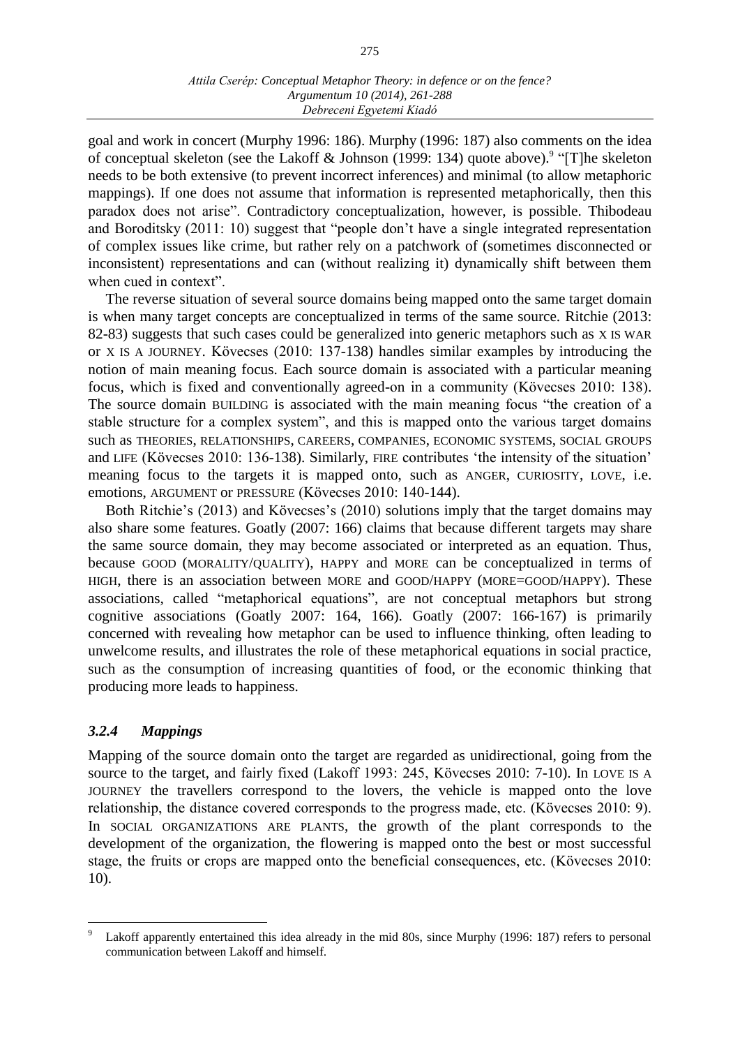goal and work in concert (Murphy 1996: 186). Murphy (1996: 187) also comments on the idea of conceptual skeleton (see the Lakoff & Johnson (1999: 134) quote above).[9] "[T]he skeleton needs to be both extensive (to prevent incorrect inferences) and minimal (to allow metaphoric mappings). If one does not assume that information is represented metaphorically, then this paradox does not arise". Contradictory conceptualization, however, is possible. Thibodeau and Boroditsky (2011: 10) suggest that "people don't have a single integrated representation of complex issues like crime, but rather rely on a patchwork of (sometimes disconnected or inconsistent) representations and can (without realizing it) dynamically shift between them when cued in context".

The reverse situation of several source domains being mapped onto the same target domain is when many target concepts are conceptualized in terms of the same source. Ritchie (2013: 82-83) suggests that such cases could be generalized into generic metaphors such as X IS WAR or X IS A JOURNEY. Kövecses (2010: 137-138) handles similar examples by introducing the notion of main meaning focus. Each source domain is associated with a particular meaning focus, which is fixed and conventionally agreed-on in a community (Kövecses 2010: 138). The source domain BUILDING is associated with the main meaning focus "the creation of a stable structure for a complex system", and this is mapped onto the various target domains such as THEORIES, RELATIONSHIPS, CAREERS, COMPANIES, ECONOMIC SYSTEMS, SOCIAL GROUPS and LIFE (Kövecses 2010: 136-138). Similarly, FIRE contributes 'the intensity of the situation' meaning focus to the targets it is mapped onto, such as ANGER, CURIOSITY, LOVE, i.e. emotions, ARGUMENT or PRESSURE (Kövecses 2010: 140-144).

Both Ritchie's (2013) and Kövecses's (2010) solutions imply that the target domains may also share some features. Goatly (2007: 166) claims that because different targets may share the same source domain, they may become associated or interpreted as an equation. Thus, because GOOD (MORALITY/QUALITY), HAPPY and MORE can be conceptualized in terms of HIGH, there is an association between MORE and GOOD/HAPPY (MORE=GOOD/HAPPY). These associations, called "metaphorical equations", are not conceptual metaphors but strong cognitive associations (Goatly 2007: 164, 166). Goatly (2007: 166-167) is primarily concerned with revealing how metaphor can be used to influence thinking, often leading to unwelcome results, and illustrates the role of these metaphorical equations in social practice, such as the consumption of increasing quantities of food, or the economic thinking that producing more leads to happiness.

### *3.2.4 Mappings*

Mapping of the source domain onto the target are regarded as unidirectional, going from the source to the target, and fairly fixed (Lakoff 1993: 245, Kövecses 2010: 7-10). In LOVE IS A JOURNEY the travellers correspond to the lovers, the vehicle is mapped onto the love relationship, the distance covered corresponds to the progress made, etc. (Kövecses 2010: 9). In SOCIAL ORGANIZATIONS ARE PLANTS, the growth of the plant corresponds to the development of the organization, the flowering is mapped onto the best or most successful stage, the fruits or crops are mapped onto the beneficial consequences, etc. (Kövecses 2010: 10).

---

[9] Lakoff apparently entertained this idea already in the mid 80s, since Murphy (1996: 187) refers to personal communication between Lakoff and himself.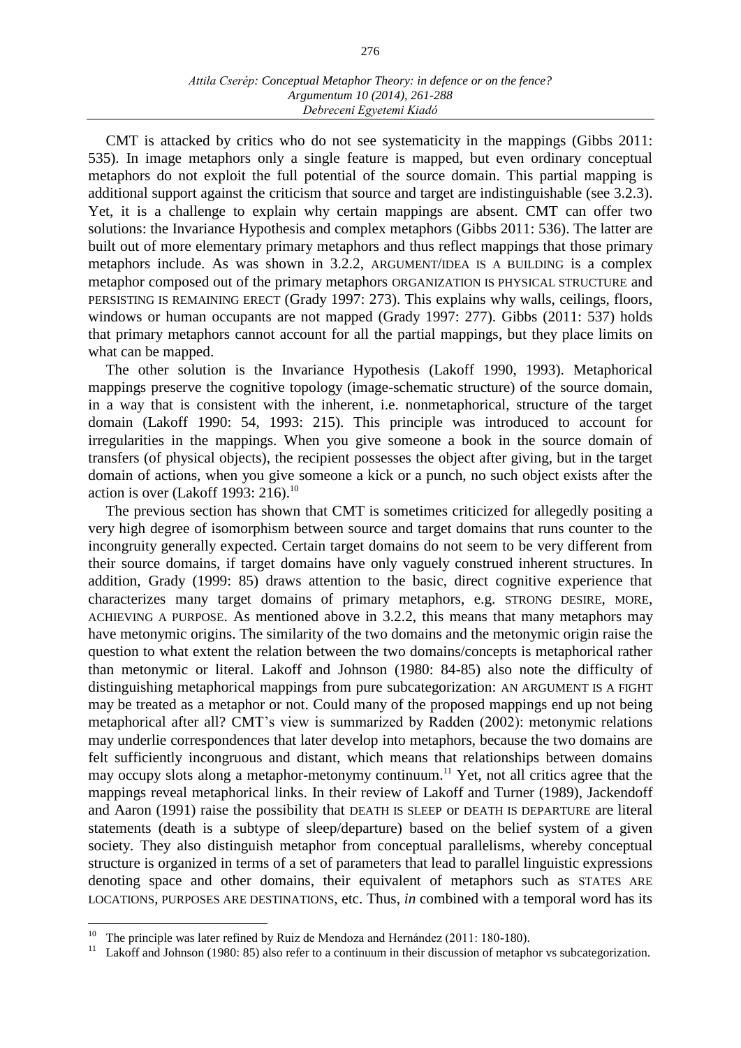CMT is attacked by critics who do not see systematicity in the mappings (Gibbs 2011: 535). In image metaphors only a single feature is mapped, but even ordinary conceptual metaphors do not exploit the full potential of the source domain. This partial mapping is additional support against the criticism that source and target are indistinguishable (see 3.2.3). Yet, it is a challenge to explain why certain mappings are absent. CMT can offer two solutions: the Invariance Hypothesis and complex metaphors (Gibbs 2011: 536). The latter are built out of more elementary primary metaphors and thus reflect mappings that those primary metaphors include. As was shown in 3.2.2, ARGUMENT/IDEA IS A BUILDING is a complex metaphor composed out of the primary metaphors ORGANIZATION IS PHYSICAL STRUCTURE and PERSISTING IS REMAINING ERECT (Grady 1997: 273). This explains why walls, ceilings, floors, windows or human occupants are not mapped (Grady 1997: 277). Gibbs (2011: 537) holds that primary metaphors cannot account for all the partial mappings, but they place limits on what can be mapped.

The other solution is the Invariance Hypothesis (Lakoff 1990, 1993). Metaphorical mappings preserve the cognitive topology (image-schematic structure) of the source domain, in a way that is consistent with the inherent, i.e. nonmetaphorical, structure of the target domain (Lakoff 1990: 54, 1993: 215). This principle was introduced to account for irregularities in the mappings. When you give someone a book in the source domain of transfers (of physical objects), the recipient possesses the object after giving, but in the target domain of actions, when you give someone a kick or a punch, no such object exists after the action is over (Lakoff 1993: 216).[10]

The previous section has shown that CMT is sometimes criticized for allegedly positing a very high degree of isomorphism between source and target domains that runs counter to the incongruity generally expected. Certain target domains do not seem to be very different from their source domains, if target domains have only vaguely construed inherent structures. In addition, Grady (1999: 85) draws attention to the basic, direct cognitive experience that characterizes many target domains of primary metaphors, e.g. STRONG DESIRE, MORE, ACHIEVING A PURPOSE. As mentioned above in 3.2.2, this means that many metaphors may have metonymic origins. The similarity of the two domains and the metonymic origin raise the question to what extent the relation between the two domains/concepts is metaphorical rather than metonymic or literal. Lakoff and Johnson (1980: 84-85) also note the difficulty of distinguishing metaphorical mappings from pure subcategorization: AN ARGUMENT IS A FIGHT may be treated as a metaphor or not. Could many of the proposed mappings end up not being metaphorical after all? CMT's view is summarized by Radden (2002): metonymic relations may underlie correspondences that later develop into metaphors, because the two domains are felt sufficiently incongruous and distant, which means that relationships between domains may occupy slots along a metaphor-metonymy continuum.[11] Yet, not all critics agree that the mappings reveal metaphorical links. In their review of Lakoff and Turner (1989), Jackendoff and Aaron (1991) raise the possibility that DEATH IS SLEEP or DEATH IS DEPARTURE are literal statements (death is a subtype of sleep/departure) based on the belief system of a given society. They also distinguish metaphor from conceptual parallelisms, whereby conceptual structure is organized in terms of a set of parameters that lead to parallel linguistic expressions denoting space and other domains, their equivalent of metaphors such as STATES ARE LOCATIONS, PURPOSES ARE DESTINATIONS, etc. Thus, *in* combined with a temporal word has its

---

[10] The principle was later refined by Ruiz de Mendoza and Hernández (2011: 180-180).

[11] Lakoff and Johnson (1980: 85) also refer to a continuum in their discussion of metaphor vs subcategorization.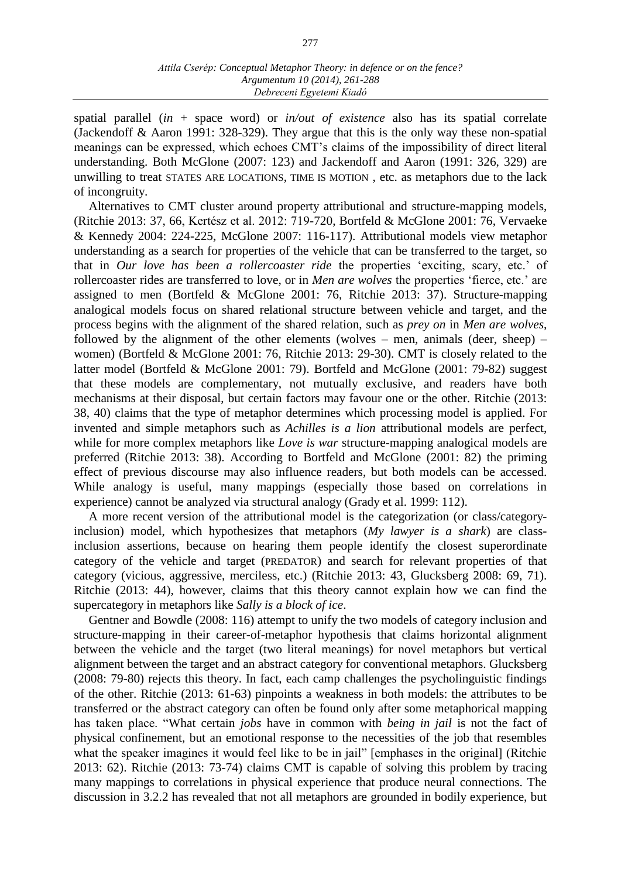spatial parallel (*in* + space word) or *in/out of existence* also has its spatial correlate (Jackendoff & Aaron 1991: 328-329). They argue that this is the only way these non-spatial meanings can be expressed, which echoes CMT's claims of the impossibility of direct literal understanding. Both McGlone (2007: 123) and Jackendoff and Aaron (1991: 326, 329) are unwilling to treat STATES ARE LOCATIONS, TIME IS MOTION , etc. as metaphors due to the lack of incongruity.

Alternatives to CMT cluster around property attributional and structure-mapping models, (Ritchie 2013: 37, 66, Kertész et al. 2012: 719-720, Bortfeld & McGlone 2001: 76, Vervaeke & Kennedy 2004: 224-225, McGlone 2007: 116-117). Attributional models view metaphor understanding as a search for properties of the vehicle that can be transferred to the target, so that in *Our love has been a rollercoaster ride* the properties 'exciting, scary, etc.' of rollercoaster rides are transferred to love, or in *Men are wolves* the properties 'fierce, etc.' are assigned to men (Bortfeld & McGlone 2001: 76, Ritchie 2013: 37). Structure-mapping analogical models focus on shared relational structure between vehicle and target, and the process begins with the alignment of the shared relation, such as *prey on* in *Men are wolves*, followed by the alignment of the other elements (wolves – men, animals (deer, sheep) – women) (Bortfeld & McGlone 2001: 76, Ritchie 2013: 29-30). CMT is closely related to the latter model (Bortfeld & McGlone 2001: 79). Bortfeld and McGlone (2001: 79-82) suggest that these models are complementary, not mutually exclusive, and readers have both mechanisms at their disposal, but certain factors may favour one or the other. Ritchie (2013: 38, 40) claims that the type of metaphor determines which processing model is applied. For invented and simple metaphors such as *Achilles is a lion* attributional models are perfect, while for more complex metaphors like *Love is war* structure-mapping analogical models are preferred (Ritchie 2013: 38). According to Bortfeld and McGlone (2001: 82) the priming effect of previous discourse may also influence readers, but both models can be accessed. While analogy is useful, many mappings (especially those based on correlations in experience) cannot be analyzed via structural analogy (Grady et al. 1999: 112).

A more recent version of the attributional model is the categorization (or class/category-inclusion) model, which hypothesizes that metaphors (*My lawyer is a shark*) are class-inclusion assertions, because on hearing them people identify the closest superordinate category of the vehicle and target (PREDATOR) and search for relevant properties of that category (vicious, aggressive, merciless, etc.) (Ritchie 2013: 43, Glucksberg 2008: 69, 71). Ritchie (2013: 44), however, claims that this theory cannot explain how we can find the supercategory in metaphors like *Sally is a block of ice*.

Gentner and Bowdle (2008: 116) attempt to unify the two models of category inclusion and structure-mapping in their career-of-metaphor hypothesis that claims horizontal alignment between the vehicle and the target (two literal meanings) for novel metaphors but vertical alignment between the target and an abstract category for conventional metaphors. Glucksberg (2008: 79-80) rejects this theory. In fact, each camp challenges the psycholinguistic findings of the other. Ritchie (2013: 61-63) pinpoints a weakness in both models: the attributes to be transferred or the abstract category can often be found only after some metaphorical mapping has taken place. "What certain *jobs* have in common with *being in jail* is not the fact of physical confinement, but an emotional response to the necessities of the job that resembles what the speaker imagines it would feel like to be in jail" [emphases in the original] (Ritchie 2013: 62). Ritchie (2013: 73-74) claims CMT is capable of solving this problem by tracing many mappings to correlations in physical experience that produce neural connections. The discussion in 3.2.2 has revealed that not all metaphors are grounded in bodily experience, but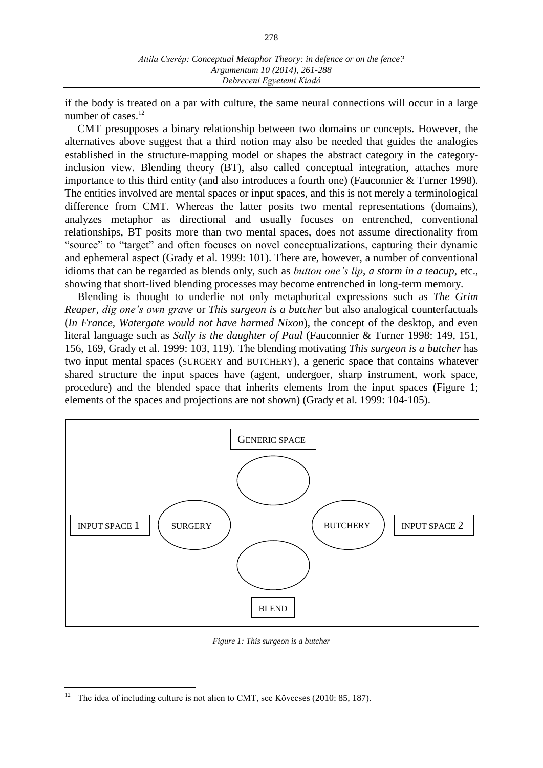if the body is treated on a par with culture, the same neural connections will occur in a large number of cases.[12]

CMT presupposes a binary relationship between two domains or concepts. However, the alternatives above suggest that a third notion may also be needed that guides the analogies established in the structure-mapping model or shapes the abstract category in the category-inclusion view. Blending theory (BT), also called conceptual integration, attaches more importance to this third entity (and also introduces a fourth one) (Fauconnier & Turner 1998). The entities involved are mental spaces or input spaces, and this is not merely a terminological difference from CMT. Whereas the latter posits two mental representations (domains), analyzes metaphor as directional and usually focuses on entrenched, conventional relationships, BT posits more than two mental spaces, does not assume directionality from "source" to "target" and often focuses on novel conceptualizations, capturing their dynamic and ephemeral aspect (Grady et al. 1999: 101). There are, however, a number of conventional idioms that can be regarded as blends only, such as *button one's lip*, *a storm in a teacup*, etc., showing that short-lived blending processes may become entrenched in long-term memory.

Blending is thought to underlie not only metaphorical expressions such as *The Grim Reaper*, *dig one's own grave* or *This surgeon is a butcher* but also analogical counterfactuals (*In France, Watergate would not have harmed Nixon*), the concept of the desktop, and even literal language such as *Sally is the daughter of Paul* (Fauconnier & Turner 1998: 149, 151, 156, 169, Grady et al. 1999: 103, 119). The blending motivating *This surgeon is a butcher* has two input mental spaces (SURGERY and BUTCHERY), a generic space that contains whatever shared structure the input spaces have (agent, undergoer, sharp instrument, work space, procedure) and the blended space that inherits elements from the input spaces (Figure 1; elements of the spaces and projections are not shown) (Grady et al. 1999: 104-105).

GENERIC SPACE

INPUT SPACE 1 — SURGERY

BUTCHERY — INPUT SPACE 2

BLEND

*Figure 1: This surgeon is a butcher*

---

[12] The idea of including culture is not alien to CMT, see Kövecses (2010: 85, 187).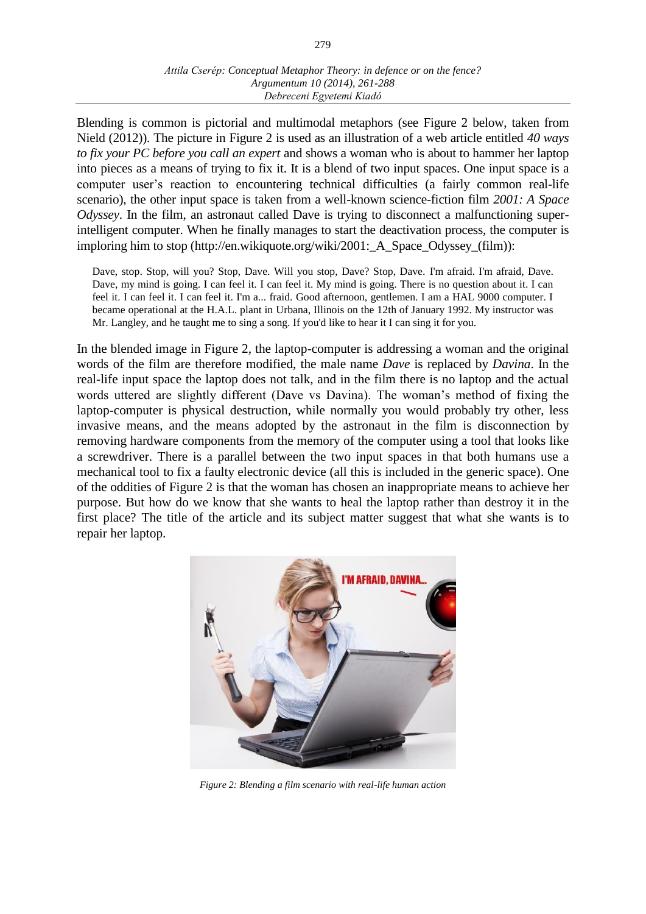Blending is common is pictorial and multimodal metaphors (see Figure 2 below, taken from Nield (2012)). The picture in Figure 2 is used as an illustration of a web article entitled *40 ways to fix your PC before you call an expert* and shows a woman who is about to hammer her laptop into pieces as a means of trying to fix it. It is a blend of two input spaces. One input space is a computer user's reaction to encountering technical difficulties (a fairly common real-life scenario), the other input space is taken from a well-known science-fiction film *2001: A Space Odyssey*. In the film, an astronaut called Dave is trying to disconnect a malfunctioning super-intelligent computer. When he finally manages to start the deactivation process, the computer is imploring him to stop (http://en.wikiquote.org/wiki/2001:_A_Space_Odyssey_(film)):

> Dave, stop. Stop, will you? Stop, Dave. Will you stop, Dave? Stop, Dave. I'm afraid. I'm afraid, Dave. Dave, my mind is going. I can feel it. I can feel it. My mind is going. There is no question about it. I can feel it. I can feel it. I can feel it. I'm a... fraid. Good afternoon, gentlemen. I am a HAL 9000 computer. I became operational at the H.A.L. plant in Urbana, Illinois on the 12th of January 1992. My instructor was Mr. Langley, and he taught me to sing a song. If you'd like to hear it I can sing it for you.

In the blended image in Figure 2, the laptop-computer is addressing a woman and the original words of the film are therefore modified, the male name *Dave* is replaced by *Davina*. In the real-life input space the laptop does not talk, and in the film there is no laptop and the actual words uttered are slightly different (Dave vs Davina). The woman's method of fixing the laptop-computer is physical destruction, while normally you would probably try other, less invasive means, and the means adopted by the astronaut in the film is disconnection by removing hardware components from the memory of the computer using a tool that looks like a screwdriver. There is a parallel between the two input spaces in that both humans use a mechanical tool to fix a faulty electronic device (all this is included in the generic space). One of the oddities of Figure 2 is that the woman has chosen an inappropriate means to achieve her purpose. But how do we know that she wants to heal the laptop rather than destroy it in the first place? The title of the article and its subject matter suggest that what she wants is to repair her laptop.

*Figure 2: Blending a film scenario with real-life human action*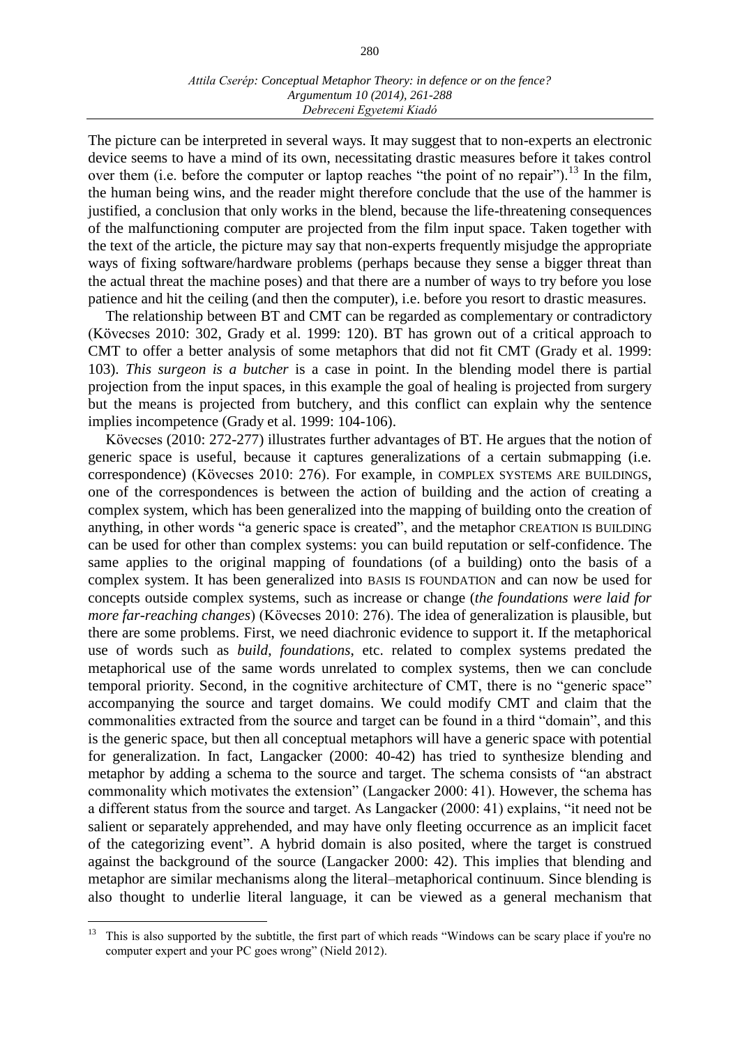The picture can be interpreted in several ways. It may suggest that to non-experts an electronic device seems to have a mind of its own, necessitating drastic measures before it takes control over them (i.e. before the computer or laptop reaches "the point of no repair").[13] In the film, the human being wins, and the reader might therefore conclude that the use of the hammer is justified, a conclusion that only works in the blend, because the life-threatening consequences of the malfunctioning computer are projected from the film input space. Taken together with the text of the article, the picture may say that non-experts frequently misjudge the appropriate ways of fixing software/hardware problems (perhaps because they sense a bigger threat than the actual threat the machine poses) and that there are a number of ways to try before you lose patience and hit the ceiling (and then the computer), i.e. before you resort to drastic measures.

The relationship between BT and CMT can be regarded as complementary or contradictory (Kövecses 2010: 302, Grady et al. 1999: 120). BT has grown out of a critical approach to CMT to offer a better analysis of some metaphors that did not fit CMT (Grady et al. 1999: 103). *This surgeon is a butcher* is a case in point. In the blending model there is partial projection from the input spaces, in this example the goal of healing is projected from surgery but the means is projected from butchery, and this conflict can explain why the sentence implies incompetence (Grady et al. 1999: 104-106).

Kövecses (2010: 272-277) illustrates further advantages of BT. He argues that the notion of generic space is useful, because it captures generalizations of a certain submapping (i.e. correspondence) (Kövecses 2010: 276). For example, in COMPLEX SYSTEMS ARE BUILDINGS, one of the correspondences is between the action of building and the action of creating a complex system, which has been generalized into the mapping of building onto the creation of anything, in other words "a generic space is created", and the metaphor CREATION IS BUILDING can be used for other than complex systems: you can build reputation or self-confidence. The same applies to the original mapping of foundations (of a building) onto the basis of a complex system. It has been generalized into BASIS IS FOUNDATION and can now be used for concepts outside complex systems, such as increase or change (*the foundations were laid for more far-reaching changes*) (Kövecses 2010: 276). The idea of generalization is plausible, but there are some problems. First, we need diachronic evidence to support it. If the metaphorical use of words such as *build*, *foundations*, etc. related to complex systems predated the metaphorical use of the same words unrelated to complex systems, then we can conclude temporal priority. Second, in the cognitive architecture of CMT, there is no "generic space" accompanying the source and target domains. We could modify CMT and claim that the commonalities extracted from the source and target can be found in a third "domain", and this is the generic space, but then all conceptual metaphors will have a generic space with potential for generalization. In fact, Langacker (2000: 40-42) has tried to synthesize blending and metaphor by adding a schema to the source and target. The schema consists of "an abstract commonality which motivates the extension" (Langacker 2000: 41). However, the schema has a different status from the source and target. As Langacker (2000: 41) explains, "it need not be salient or separately apprehended, and may have only fleeting occurrence as an implicit facet of the categorizing event". A hybrid domain is also posited, where the target is construed against the background of the source (Langacker 2000: 42). This implies that blending and metaphor are similar mechanisms along the literal–metaphorical continuum. Since blending is also thought to underlie literal language, it can be viewed as a general mechanism that

[13] This is also supported by the subtitle, the first part of which reads "Windows can be scary place if you're no computer expert and your PC goes wrong" (Nield 2012).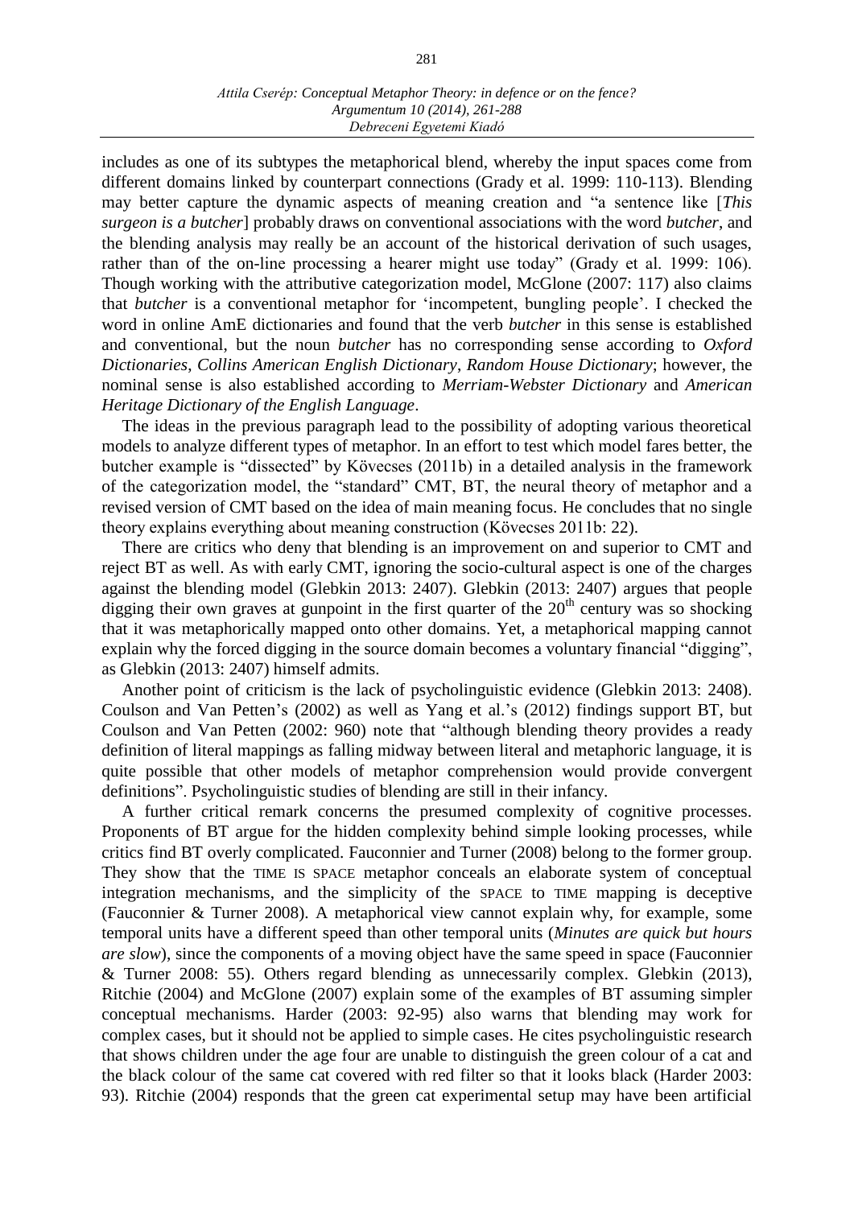includes as one of its subtypes the metaphorical blend, whereby the input spaces come from different domains linked by counterpart connections (Grady et al. 1999: 110-113). Blending may better capture the dynamic aspects of meaning creation and "a sentence like [*This surgeon is a butcher*] probably draws on conventional associations with the word *butcher*, and the blending analysis may really be an account of the historical derivation of such usages, rather than of the on-line processing a hearer might use today" (Grady et al. 1999: 106). Though working with the attributive categorization model, McGlone (2007: 117) also claims that *butcher* is a conventional metaphor for 'incompetent, bungling people'. I checked the word in online AmE dictionaries and found that the verb *butcher* in this sense is established and conventional, but the noun *butcher* has no corresponding sense according to *Oxford Dictionaries*, *Collins American English Dictionary*, *Random House Dictionary*; however, the nominal sense is also established according to *Merriam-Webster Dictionary* and *American Heritage Dictionary of the English Language*.

The ideas in the previous paragraph lead to the possibility of adopting various theoretical models to analyze different types of metaphor. In an effort to test which model fares better, the butcher example is "dissected" by Kövecses (2011b) in a detailed analysis in the framework of the categorization model, the "standard" CMT, BT, the neural theory of metaphor and a revised version of CMT based on the idea of main meaning focus. He concludes that no single theory explains everything about meaning construction (Kövecses 2011b: 22).

There are critics who deny that blending is an improvement on and superior to CMT and reject BT as well. As with early CMT, ignoring the socio-cultural aspect is one of the charges against the blending model (Glebkin 2013: 2407). Glebkin (2013: 2407) argues that people digging their own graves at gunpoint in the first quarter of the 20th century was so shocking that it was metaphorically mapped onto other domains. Yet, a metaphorical mapping cannot explain why the forced digging in the source domain becomes a voluntary financial "digging", as Glebkin (2013: 2407) himself admits.

Another point of criticism is the lack of psycholinguistic evidence (Glebkin 2013: 2408). Coulson and Van Petten's (2002) as well as Yang et al.'s (2012) findings support BT, but Coulson and Van Petten (2002: 960) note that "although blending theory provides a ready definition of literal mappings as falling midway between literal and metaphoric language, it is quite possible that other models of metaphor comprehension would provide convergent definitions". Psycholinguistic studies of blending are still in their infancy.

A further critical remark concerns the presumed complexity of cognitive processes. Proponents of BT argue for the hidden complexity behind simple looking processes, while critics find BT overly complicated. Fauconnier and Turner (2008) belong to the former group. They show that the TIME IS SPACE metaphor conceals an elaborate system of conceptual integration mechanisms, and the simplicity of the SPACE to TIME mapping is deceptive (Fauconnier & Turner 2008). A metaphorical view cannot explain why, for example, some temporal units have a different speed than other temporal units (*Minutes are quick but hours are slow*), since the components of a moving object have the same speed in space (Fauconnier & Turner 2008: 55). Others regard blending as unnecessarily complex. Glebkin (2013), Ritchie (2004) and McGlone (2007) explain some of the examples of BT assuming simpler conceptual mechanisms. Harder (2003: 92-95) also warns that blending may work for complex cases, but it should not be applied to simple cases. He cites psycholinguistic research that shows children under the age four are unable to distinguish the green colour of a cat and the black colour of the same cat covered with red filter so that it looks black (Harder 2003: 93). Ritchie (2004) responds that the green cat experimental setup may have been artificial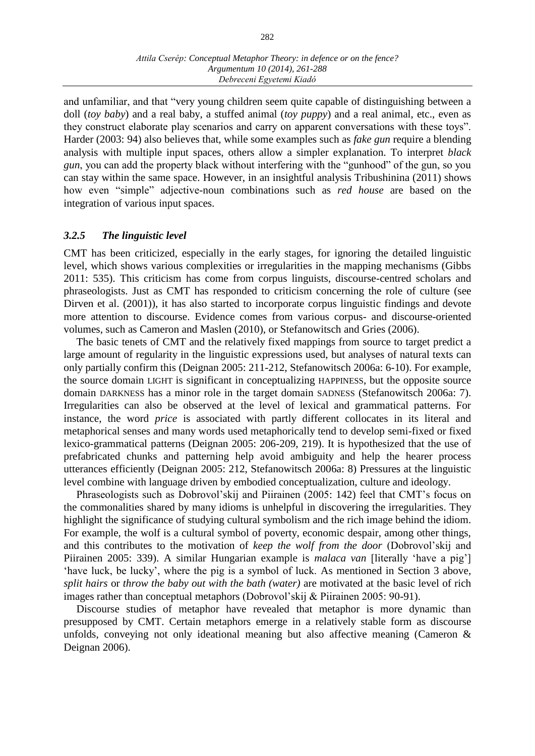and unfamiliar, and that "very young children seem quite capable of distinguishing between a doll (*toy baby*) and a real baby, a stuffed animal (*toy puppy*) and a real animal, etc., even as they construct elaborate play scenarios and carry on apparent conversations with these toys". Harder (2003: 94) also believes that, while some examples such as *fake gun* require a blending analysis with multiple input spaces, others allow a simpler explanation. To interpret *black gun*, you can add the property black without interfering with the "gunhood" of the gun, so you can stay within the same space. However, in an insightful analysis Tribushinina (2011) shows how even "simple" adjective-noun combinations such as *red house* are based on the integration of various input spaces.

### *3.2.5 The linguistic level*

CMT has been criticized, especially in the early stages, for ignoring the detailed linguistic level, which shows various complexities or irregularities in the mapping mechanisms (Gibbs 2011: 535). This criticism has come from corpus linguists, discourse-centred scholars and phraseologists. Just as CMT has responded to criticism concerning the role of culture (see Dirven et al. (2001)), it has also started to incorporate corpus linguistic findings and devote more attention to discourse. Evidence comes from various corpus- and discourse-oriented volumes, such as Cameron and Maslen (2010), or Stefanowitsch and Gries (2006).

The basic tenets of CMT and the relatively fixed mappings from source to target predict a large amount of regularity in the linguistic expressions used, but analyses of natural texts can only partially confirm this (Deignan 2005: 211-212, Stefanowitsch 2006a: 6-10). For example, the source domain LIGHT is significant in conceptualizing HAPPINESS, but the opposite source domain DARKNESS has a minor role in the target domain SADNESS (Stefanowitsch 2006a: 7). Irregularities can also be observed at the level of lexical and grammatical patterns. For instance, the word *price* is associated with partly different collocates in its literal and metaphorical senses and many words used metaphorically tend to develop semi-fixed or fixed lexico-grammatical patterns (Deignan 2005: 206-209, 219). It is hypothesized that the use of prefabricated chunks and patterning help avoid ambiguity and help the hearer process utterances efficiently (Deignan 2005: 212, Stefanowitsch 2006a: 8) Pressures at the linguistic level combine with language driven by embodied conceptualization, culture and ideology.

Phraseologists such as Dobrovol'skij and Piirainen (2005: 142) feel that CMT's focus on the commonalities shared by many idioms is unhelpful in discovering the irregularities. They highlight the significance of studying cultural symbolism and the rich image behind the idiom. For example, the wolf is a cultural symbol of poverty, economic despair, among other things, and this contributes to the motivation of *keep the wolf from the door* (Dobrovol'skij and Piirainen 2005: 339). A similar Hungarian example is *malaca van* [literally 'have a pig'] 'have luck, be lucky', where the pig is a symbol of luck. As mentioned in Section 3 above, *split hairs* or *throw the baby out with the bath (water)* are motivated at the basic level of rich images rather than conceptual metaphors (Dobrovol'skij & Piirainen 2005: 90-91).

Discourse studies of metaphor have revealed that metaphor is more dynamic than presupposed by CMT. Certain metaphors emerge in a relatively stable form as discourse unfolds, conveying not only ideational meaning but also affective meaning (Cameron & Deignan 2006).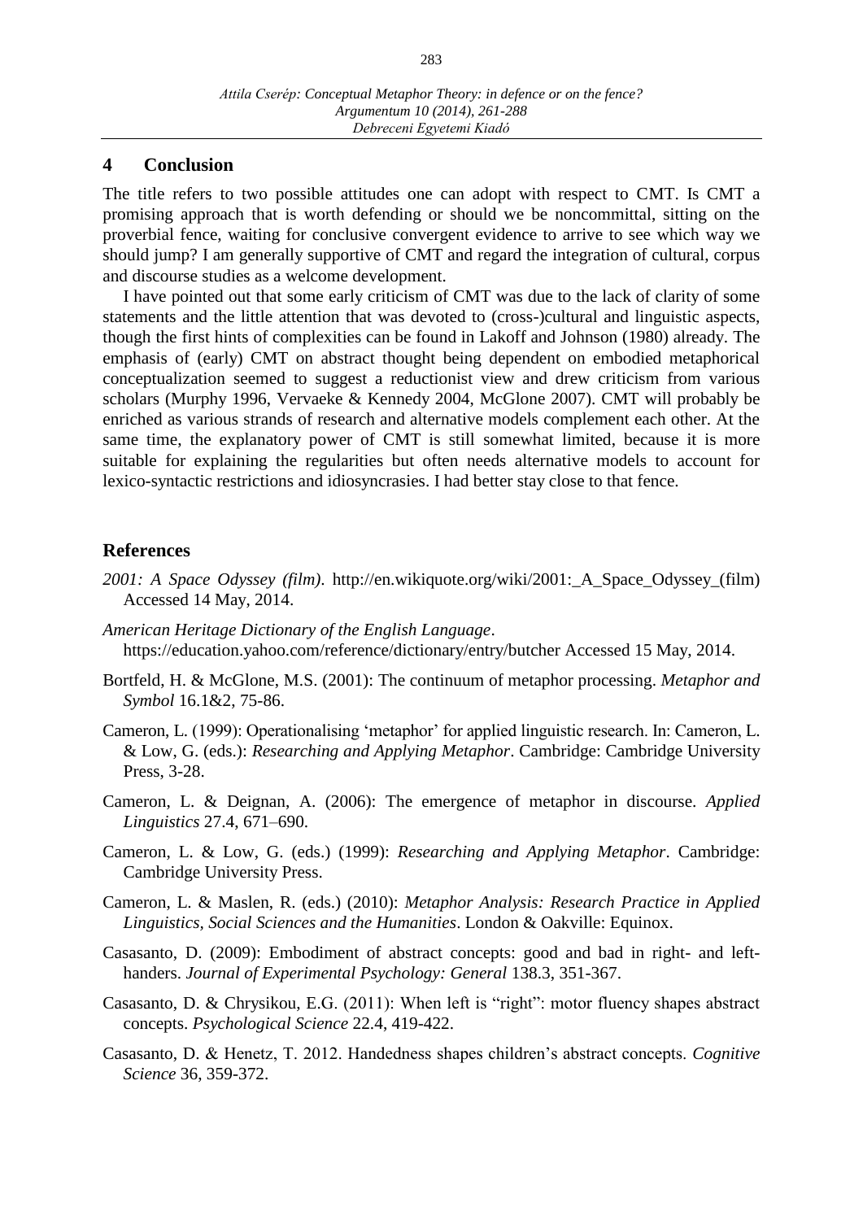## 4 Conclusion

The title refers to two possible attitudes one can adopt with respect to CMT. Is CMT a promising approach that is worth defending or should we be noncommittal, sitting on the proverbial fence, waiting for conclusive convergent evidence to arrive to see which way we should jump? I am generally supportive of CMT and regard the integration of cultural, corpus and discourse studies as a welcome development.

I have pointed out that some early criticism of CMT was due to the lack of clarity of some statements and the little attention that was devoted to (cross-)cultural and linguistic aspects, though the first hints of complexities can be found in Lakoff and Johnson (1980) already. The emphasis of (early) CMT on abstract thought being dependent on embodied metaphorical conceptualization seemed to suggest a reductionist view and drew criticism from various scholars (Murphy 1996, Vervaeke & Kennedy 2004, McGlone 2007). CMT will probably be enriched as various strands of research and alternative models complement each other. At the same time, the explanatory power of CMT is still somewhat limited, because it is more suitable for explaining the regularities but often needs alternative models to account for lexico-syntactic restrictions and idiosyncrasies. I had better stay close to that fence.

## References

*2001: A Space Odyssey (film)*. http://en.wikiquote.org/wiki/2001:_A_Space_Odyssey_(film) Accessed 14 May, 2014.

*American Heritage Dictionary of the English Language*. https://education.yahoo.com/reference/dictionary/entry/butcher Accessed 15 May, 2014.

Bortfeld, H. & McGlone, M.S. (2001): The continuum of metaphor processing. *Metaphor and Symbol* 16.1&2, 75-86.

Cameron, L. (1999): Operationalising 'metaphor' for applied linguistic research. In: Cameron, L. & Low, G. (eds.): *Researching and Applying Metaphor*. Cambridge: Cambridge University Press, 3-28.

Cameron, L. & Deignan, A. (2006): The emergence of metaphor in discourse. *Applied Linguistics* 27.4, 671–690.

Cameron, L. & Low, G. (eds.) (1999): *Researching and Applying Metaphor*. Cambridge: Cambridge University Press.

Cameron, L. & Maslen, R. (eds.) (2010): *Metaphor Analysis: Research Practice in Applied Linguistics, Social Sciences and the Humanities*. London & Oakville: Equinox.

Casasanto, D. (2009): Embodiment of abstract concepts: good and bad in right- and left-handers. *Journal of Experimental Psychology: General* 138.3, 351-367.

Casasanto, D. & Chrysikou, E.G. (2011): When left is "right": motor fluency shapes abstract concepts. *Psychological Science* 22.4, 419-422.

Casasanto, D. & Henetz, T. 2012. Handedness shapes children's abstract concepts. *Cognitive Science* 36, 359-372.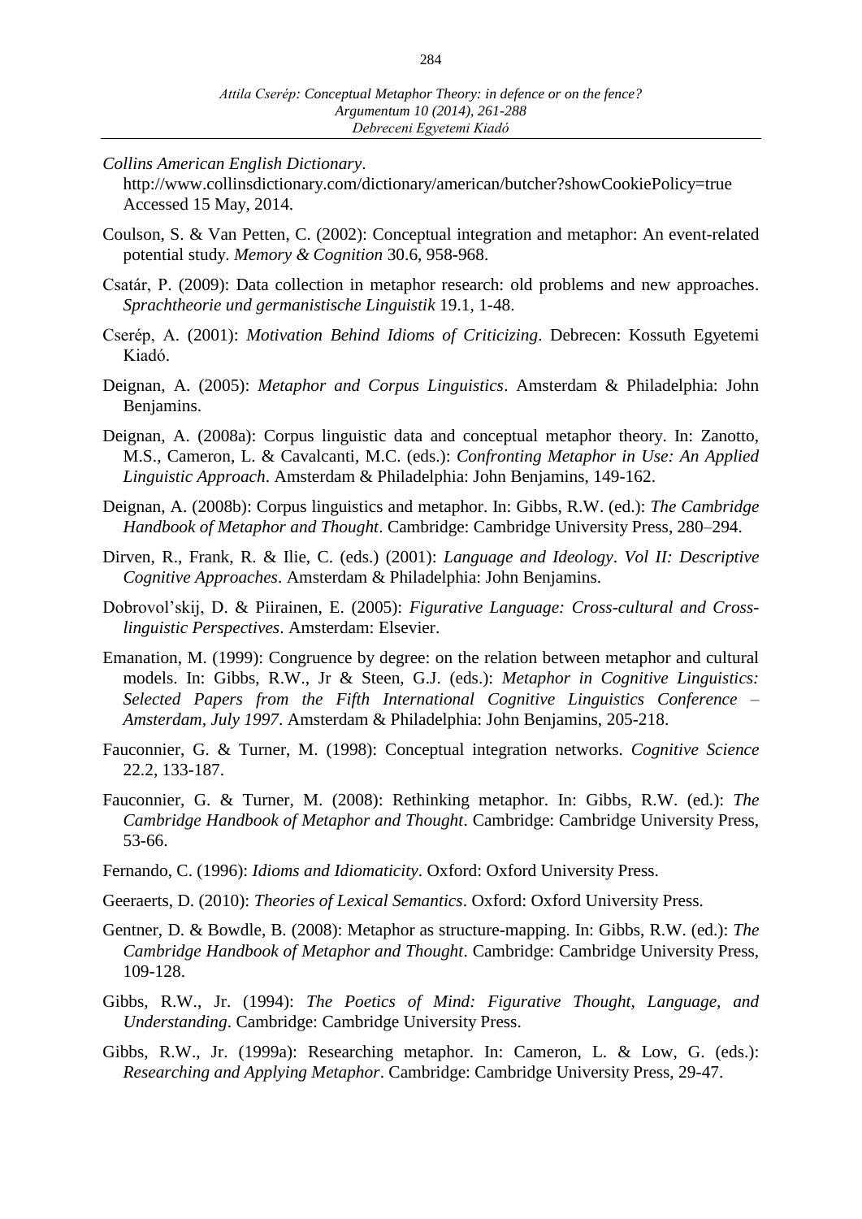*Collins American English Dictionary*.
http://www.collinsdictionary.com/dictionary/american/butcher?showCookiePolicy=true Accessed 15 May, 2014.

Coulson, S. & Van Petten, C. (2002): Conceptual integration and metaphor: An event-related potential study. *Memory & Cognition* 30.6, 958-968.

Csatár, P. (2009): Data collection in metaphor research: old problems and new approaches. *Sprachtheorie und germanistische Linguistik* 19.1, 1-48.

Cserép, A. (2001): *Motivation Behind Idioms of Criticizing*. Debrecen: Kossuth Egyetemi Kiadó.

Deignan, A. (2005): *Metaphor and Corpus Linguistics*. Amsterdam & Philadelphia: John Benjamins.

Deignan, A. (2008a): Corpus linguistic data and conceptual metaphor theory. In: Zanotto, M.S., Cameron, L. & Cavalcanti, M.C. (eds.): *Confronting Metaphor in Use: An Applied Linguistic Approach*. Amsterdam & Philadelphia: John Benjamins, 149-162.

Deignan, A. (2008b): Corpus linguistics and metaphor. In: Gibbs, R.W. (ed.): *The Cambridge Handbook of Metaphor and Thought*. Cambridge: Cambridge University Press, 280–294.

Dirven, R., Frank, R. & Ilie, C. (eds.) (2001): *Language and Ideology*. *Vol II: Descriptive Cognitive Approaches*. Amsterdam & Philadelphia: John Benjamins.

Dobrovol'skij, D. & Piirainen, E. (2005): *Figurative Language: Cross-cultural and Cross-linguistic Perspectives*. Amsterdam: Elsevier.

Emanation, M. (1999): Congruence by degree: on the relation between metaphor and cultural models. In: Gibbs, R.W., Jr & Steen, G.J. (eds.): *Metaphor in Cognitive Linguistics: Selected Papers from the Fifth International Cognitive Linguistics Conference – Amsterdam, July 1997*. Amsterdam & Philadelphia: John Benjamins, 205-218.

Fauconnier, G. & Turner, M. (1998): Conceptual integration networks. *Cognitive Science* 22.2, 133-187.

Fauconnier, G. & Turner, M. (2008): Rethinking metaphor. In: Gibbs, R.W. (ed.): *The Cambridge Handbook of Metaphor and Thought*. Cambridge: Cambridge University Press, 53-66.

Fernando, C. (1996): *Idioms and Idiomaticity*. Oxford: Oxford University Press.

Geeraerts, D. (2010): *Theories of Lexical Semantics*. Oxford: Oxford University Press.

Gentner, D. & Bowdle, B. (2008): Metaphor as structure-mapping. In: Gibbs, R.W. (ed.): *The Cambridge Handbook of Metaphor and Thought*. Cambridge: Cambridge University Press, 109-128.

Gibbs, R.W., Jr. (1994): *The Poetics of Mind: Figurative Thought, Language, and Understanding*. Cambridge: Cambridge University Press.

Gibbs, R.W., Jr. (1999a): Researching metaphor. In: Cameron, L. & Low, G. (eds.): *Researching and Applying Metaphor*. Cambridge: Cambridge University Press, 29-47.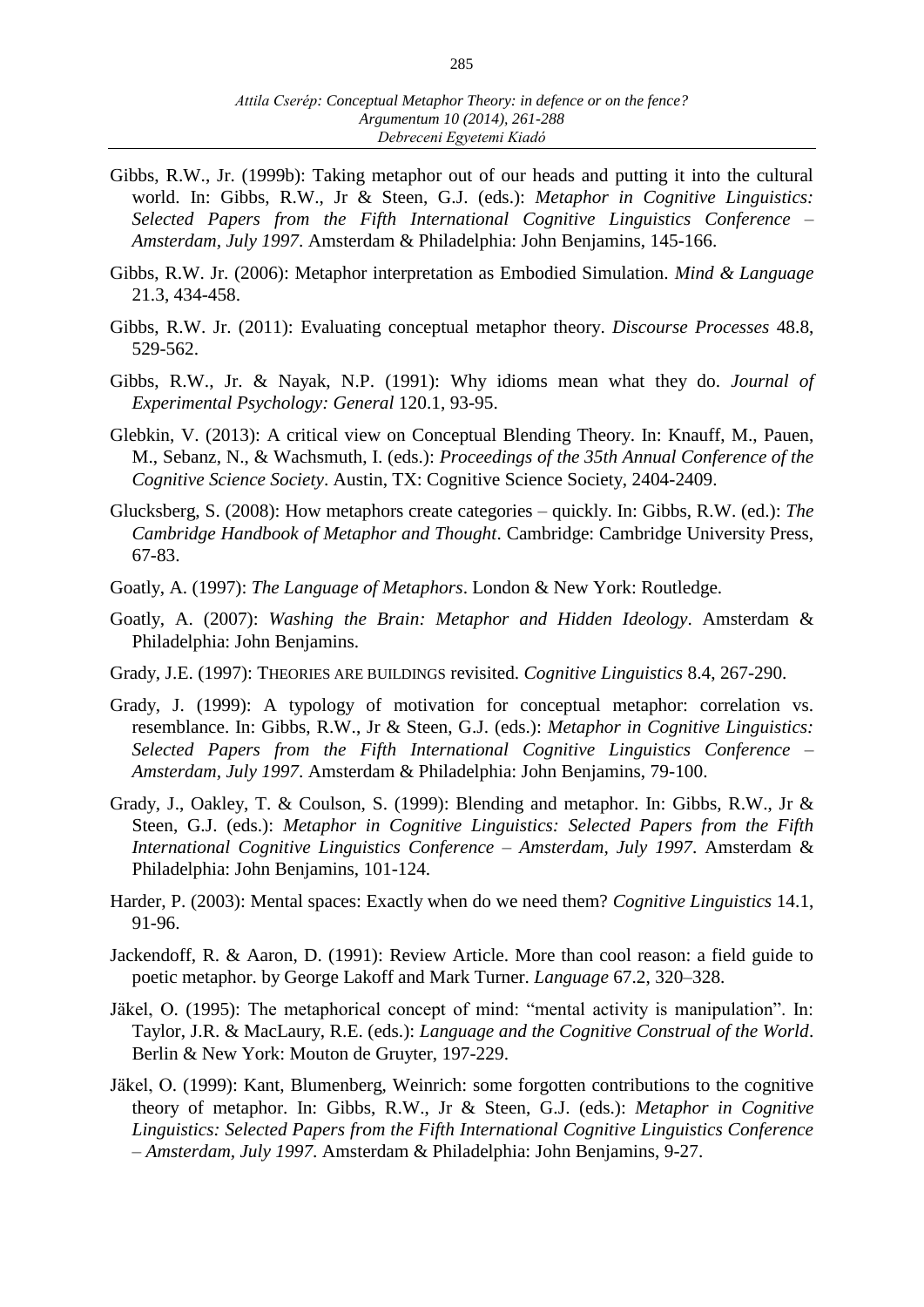Gibbs, R.W., Jr. (1999b): Taking metaphor out of our heads and putting it into the cultural world. In: Gibbs, R.W., Jr & Steen, G.J. (eds.): *Metaphor in Cognitive Linguistics: Selected Papers from the Fifth International Cognitive Linguistics Conference – Amsterdam, July 1997*. Amsterdam & Philadelphia: John Benjamins, 145-166.

Gibbs, R.W. Jr. (2006): Metaphor interpretation as Embodied Simulation. *Mind & Language* 21.3, 434-458.

Gibbs, R.W. Jr. (2011): Evaluating conceptual metaphor theory. *Discourse Processes* 48.8, 529-562.

Gibbs, R.W., Jr. & Nayak, N.P. (1991): Why idioms mean what they do. *Journal of Experimental Psychology: General* 120.1, 93-95.

Glebkin, V. (2013): A critical view on Conceptual Blending Theory. In: Knauff, M., Pauen, M., Sebanz, N., & Wachsmuth, I. (eds.): *Proceedings of the 35th Annual Conference of the Cognitive Science Society*. Austin, TX: Cognitive Science Society, 2404-2409.

Glucksberg, S. (2008): How metaphors create categories – quickly. In: Gibbs, R.W. (ed.): *The Cambridge Handbook of Metaphor and Thought*. Cambridge: Cambridge University Press, 67-83.

Goatly, A. (1997): *The Language of Metaphors*. London & New York: Routledge.

Goatly, A. (2007): *Washing the Brain: Metaphor and Hidden Ideology*. Amsterdam & Philadelphia: John Benjamins.

Grady, J.E. (1997): THEORIES ARE BUILDINGS revisited. *Cognitive Linguistics* 8.4, 267-290.

Grady, J. (1999): A typology of motivation for conceptual metaphor: correlation vs. resemblance. In: Gibbs, R.W., Jr & Steen, G.J. (eds.): *Metaphor in Cognitive Linguistics: Selected Papers from the Fifth International Cognitive Linguistics Conference – Amsterdam, July 1997*. Amsterdam & Philadelphia: John Benjamins, 79-100.

Grady, J., Oakley, T. & Coulson, S. (1999): Blending and metaphor. In: Gibbs, R.W., Jr & Steen, G.J. (eds.): *Metaphor in Cognitive Linguistics: Selected Papers from the Fifth International Cognitive Linguistics Conference – Amsterdam, July 1997*. Amsterdam & Philadelphia: John Benjamins, 101-124.

Harder, P. (2003): Mental spaces: Exactly when do we need them? *Cognitive Linguistics* 14.1, 91-96.

Jackendoff, R. & Aaron, D. (1991): Review Article. More than cool reason: a field guide to poetic metaphor. by George Lakoff and Mark Turner. *Language* 67.2, 320–328.

Jäkel, O. (1995): The metaphorical concept of mind: "mental activity is manipulation". In: Taylor, J.R. & MacLaury, R.E. (eds.): *Language and the Cognitive Construal of the World*. Berlin & New York: Mouton de Gruyter, 197-229.

Jäkel, O. (1999): Kant, Blumenberg, Weinrich: some forgotten contributions to the cognitive theory of metaphor. In: Gibbs, R.W., Jr & Steen, G.J. (eds.): *Metaphor in Cognitive Linguistics: Selected Papers from the Fifth International Cognitive Linguistics Conference – Amsterdam, July 1997*. Amsterdam & Philadelphia: John Benjamins, 9-27.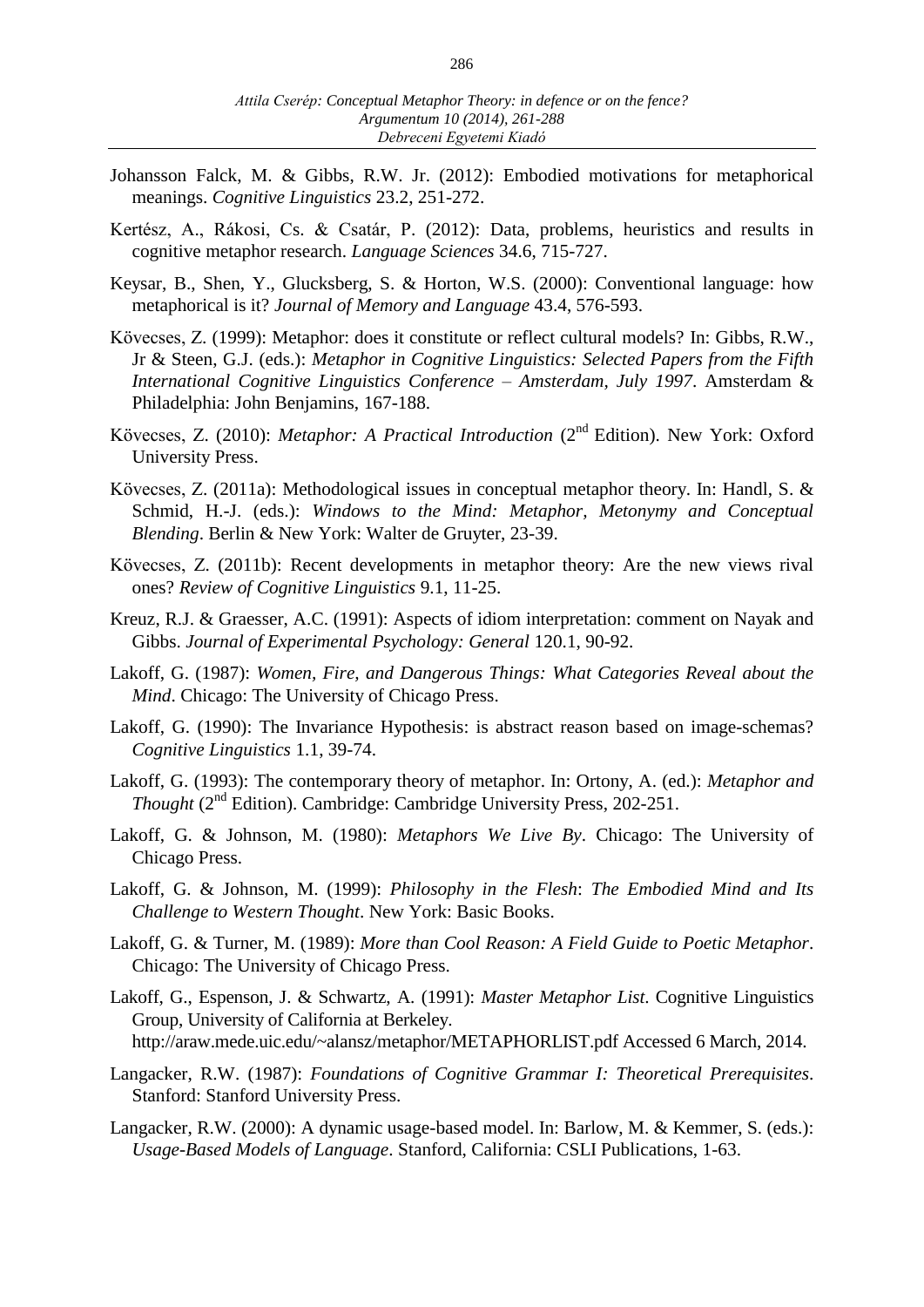Johansson Falck, M. & Gibbs, R.W. Jr. (2012): Embodied motivations for metaphorical meanings. *Cognitive Linguistics* 23.2, 251-272.

Kertész, A., Rákosi, Cs. & Csatár, P. (2012): Data, problems, heuristics and results in cognitive metaphor research. *Language Sciences* 34.6, 715-727.

Keysar, B., Shen, Y., Glucksberg, S. & Horton, W.S. (2000): Conventional language: how metaphorical is it? *Journal of Memory and Language* 43.4, 576-593.

Kövecses, Z. (1999): Metaphor: does it constitute or reflect cultural models? In: Gibbs, R.W., Jr & Steen, G.J. (eds.): *Metaphor in Cognitive Linguistics: Selected Papers from the Fifth International Cognitive Linguistics Conference – Amsterdam, July 1997*. Amsterdam & Philadelphia: John Benjamins, 167-188.

Kövecses, Z. (2010): *Metaphor: A Practical Introduction* (2nd Edition). New York: Oxford University Press.

Kövecses, Z. (2011a): Methodological issues in conceptual metaphor theory. In: Handl, S. & Schmid, H.-J. (eds.): *Windows to the Mind: Metaphor, Metonymy and Conceptual Blending*. Berlin & New York: Walter de Gruyter, 23-39.

Kövecses, Z. (2011b): Recent developments in metaphor theory: Are the new views rival ones? *Review of Cognitive Linguistics* 9.1, 11-25.

Kreuz, R.J. & Graesser, A.C. (1991): Aspects of idiom interpretation: comment on Nayak and Gibbs. *Journal of Experimental Psychology: General* 120.1, 90-92.

Lakoff, G. (1987): *Women, Fire, and Dangerous Things: What Categories Reveal about the Mind*. Chicago: The University of Chicago Press.

Lakoff, G. (1990): The Invariance Hypothesis: is abstract reason based on image-schemas? *Cognitive Linguistics* 1.1, 39-74.

Lakoff, G. (1993): The contemporary theory of metaphor. In: Ortony, A. (ed.): *Metaphor and Thought* (2nd Edition). Cambridge: Cambridge University Press, 202-251.

Lakoff, G. & Johnson, M. (1980): *Metaphors We Live By*. Chicago: The University of Chicago Press.

Lakoff, G. & Johnson, M. (1999): *Philosophy in the Flesh*: *The Embodied Mind and Its Challenge to Western Thought*. New York: Basic Books.

Lakoff, G. & Turner, M. (1989): *More than Cool Reason: A Field Guide to Poetic Metaphor*. Chicago: The University of Chicago Press.

Lakoff, G., Espenson, J. & Schwartz, A. (1991): *Master Metaphor List*. Cognitive Linguistics Group, University of California at Berkeley. http://araw.mede.uic.edu/~alansz/metaphor/METAPHORLIST.pdf Accessed 6 March, 2014.

Langacker, R.W. (1987): *Foundations of Cognitive Grammar I: Theoretical Prerequisites*. Stanford: Stanford University Press.

Langacker, R.W. (2000): A dynamic usage-based model. In: Barlow, M. & Kemmer, S. (eds.): *Usage-Based Models of Language*. Stanford, California: CSLI Publications, 1-63.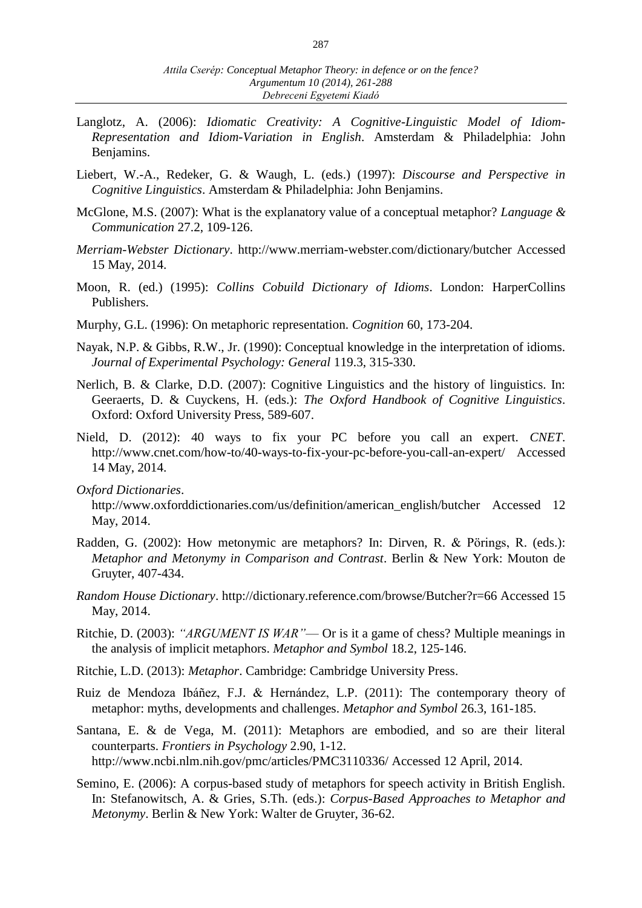Langlotz, A. (2006): *Idiomatic Creativity: A Cognitive-Linguistic Model of Idiom-Representation and Idiom-Variation in English*. Amsterdam & Philadelphia: John Benjamins.

Liebert, W.-A., Redeker, G. & Waugh, L. (eds.) (1997): *Discourse and Perspective in Cognitive Linguistics*. Amsterdam & Philadelphia: John Benjamins.

McGlone, M.S. (2007): What is the explanatory value of a conceptual metaphor? *Language & Communication* 27.2, 109-126.

*Merriam-Webster Dictionary*. http://www.merriam-webster.com/dictionary/butcher Accessed 15 May, 2014.

Moon, R. (ed.) (1995): *Collins Cobuild Dictionary of Idioms*. London: HarperCollins Publishers.

Murphy, G.L. (1996): On metaphoric representation. *Cognition* 60, 173-204.

Nayak, N.P. & Gibbs, R.W., Jr. (1990): Conceptual knowledge in the interpretation of idioms. *Journal of Experimental Psychology: General* 119.3, 315-330.

Nerlich, B. & Clarke, D.D. (2007): Cognitive Linguistics and the history of linguistics. In: Geeraerts, D. & Cuyckens, H. (eds.): *The Oxford Handbook of Cognitive Linguistics*. Oxford: Oxford University Press, 589-607.

Nield, D. (2012): 40 ways to fix your PC before you call an expert. *CNET*. http://www.cnet.com/how-to/40-ways-to-fix-your-pc-before-you-call-an-expert/ Accessed 14 May, 2014.

*Oxford Dictionaries*. http://www.oxforddictionaries.com/us/definition/american_english/butcher Accessed 12 May, 2014.

Radden, G. (2002): How metonymic are metaphors? In: Dirven, R. & Pörings, R. (eds.): *Metaphor and Metonymy in Comparison and Contrast*. Berlin & New York: Mouton de Gruyter, 407-434.

*Random House Dictionary*. http://dictionary.reference.com/browse/Butcher?r=66 Accessed 15 May, 2014.

Ritchie, D. (2003): *"ARGUMENT IS WAR"*— Or is it a game of chess? Multiple meanings in the analysis of implicit metaphors. *Metaphor and Symbol* 18.2, 125-146.

Ritchie, L.D. (2013): *Metaphor*. Cambridge: Cambridge University Press.

Ruiz de Mendoza Ibáñez, F.J. & Hernández, L.P. (2011): The contemporary theory of metaphor: myths, developments and challenges. *Metaphor and Symbol* 26.3, 161-185.

Santana, E. & de Vega, M. (2011): Metaphors are embodied, and so are their literal counterparts. *Frontiers in Psychology* 2.90, 1-12. http://www.ncbi.nlm.nih.gov/pmc/articles/PMC3110336/ Accessed 12 April, 2014.

Semino, E. (2006): A corpus-based study of metaphors for speech activity in British English. In: Stefanowitsch, A. & Gries, S.Th. (eds.): *Corpus-Based Approaches to Metaphor and Metonymy*. Berlin & New York: Walter de Gruyter, 36-62.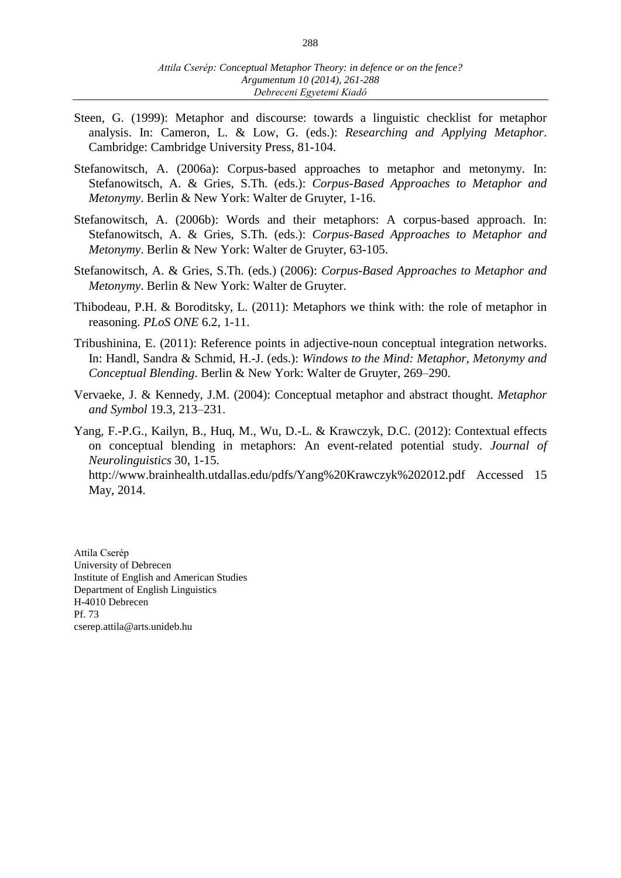Steen, G. (1999): Metaphor and discourse: towards a linguistic checklist for metaphor analysis. In: Cameron, L. & Low, G. (eds.): *Researching and Applying Metaphor*. Cambridge: Cambridge University Press, 81-104.

Stefanowitsch, A. (2006a): Corpus-based approaches to metaphor and metonymy. In: Stefanowitsch, A. & Gries, S.Th. (eds.): *Corpus-Based Approaches to Metaphor and Metonymy*. Berlin & New York: Walter de Gruyter, 1-16.

Stefanowitsch, A. (2006b): Words and their metaphors: A corpus-based approach. In: Stefanowitsch, A. & Gries, S.Th. (eds.): *Corpus-Based Approaches to Metaphor and Metonymy*. Berlin & New York: Walter de Gruyter, 63-105.

Stefanowitsch, A. & Gries, S.Th. (eds.) (2006): *Corpus-Based Approaches to Metaphor and Metonymy*. Berlin & New York: Walter de Gruyter.

Thibodeau, P.H. & Boroditsky, L. (2011): Metaphors we think with: the role of metaphor in reasoning. *PLoS ONE* 6.2, 1-11.

Tribushinina, E. (2011): Reference points in adjective-noun conceptual integration networks. In: Handl, Sandra & Schmid, H.-J. (eds.): *Windows to the Mind: Metaphor, Metonymy and Conceptual Blending*. Berlin & New York: Walter de Gruyter, 269–290.

Vervaeke, J. & Kennedy, J.M. (2004): Conceptual metaphor and abstract thought. *Metaphor and Symbol* 19.3, 213–231.

Yang, F.-P.G., Kailyn, B., Huq, M., Wu, D.-L. & Krawczyk, D.C. (2012): Contextual effects on conceptual blending in metaphors: An event-related potential study. *Journal of Neurolinguistics* 30, 1-15. http://www.brainhealth.utdallas.edu/pdfs/Yang%20Krawczyk%202012.pdf Accessed 15 May, 2014.

Attila Cserép
University of Debrecen
Institute of English and American Studies
Department of English Linguistics
H-4010 Debrecen
Pf. 73
cserep.attila@arts.unideb.hu